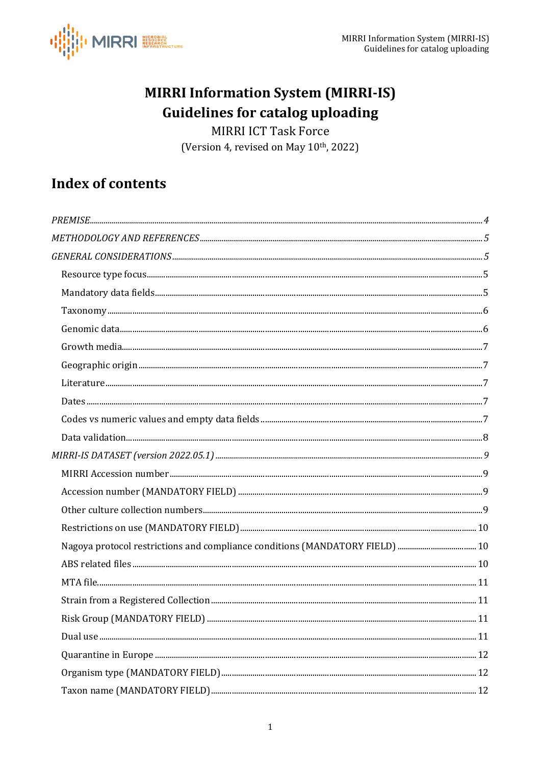# MIRRI Information System (MIRRI-IS)
# Guidelines for catalog uploading

MIRRI ICT Task Force

(Version 4, revised on May 10th, 2022)

## Index of contents

*PREMISE* ........ 4

*METHODOLOGY AND REFERENCES* ........ 5

*GENERAL CONSIDERATIONS* ........ 5

- Resource type focus ........ 5
- Mandatory data fields ........ 5
- Taxonomy ........ 6
- Genomic data ........ 6
- Growth media ........ 7
- Geographic origin ........ 7
- Literature ........ 7
- Dates ........ 7
- Codes vs numeric values and empty data fields ........ 7
- Data validation ........ 8

*MIRRI-IS DATASET (version 2022.05.1)* ........ 9

- MIRRI Accession number ........ 9
- Accession number (MANDATORY FIELD) ........ 9
- Other culture collection numbers ........ 9
- Restrictions on use (MANDATORY FIELD) ........ 10
- Nagoya protocol restrictions and compliance conditions (MANDATORY FIELD) ........ 10
- ABS related files ........ 10
- MTA file ........ 11
- Strain from a Registered Collection ........ 11
- Risk Group (MANDATORY FIELD) ........ 11
- Dual use ........ 11
- Quarantine in Europe ........ 12
- Organism type (MANDATORY FIELD) ........ 12
- Taxon name (MANDATORY FIELD) ........ 12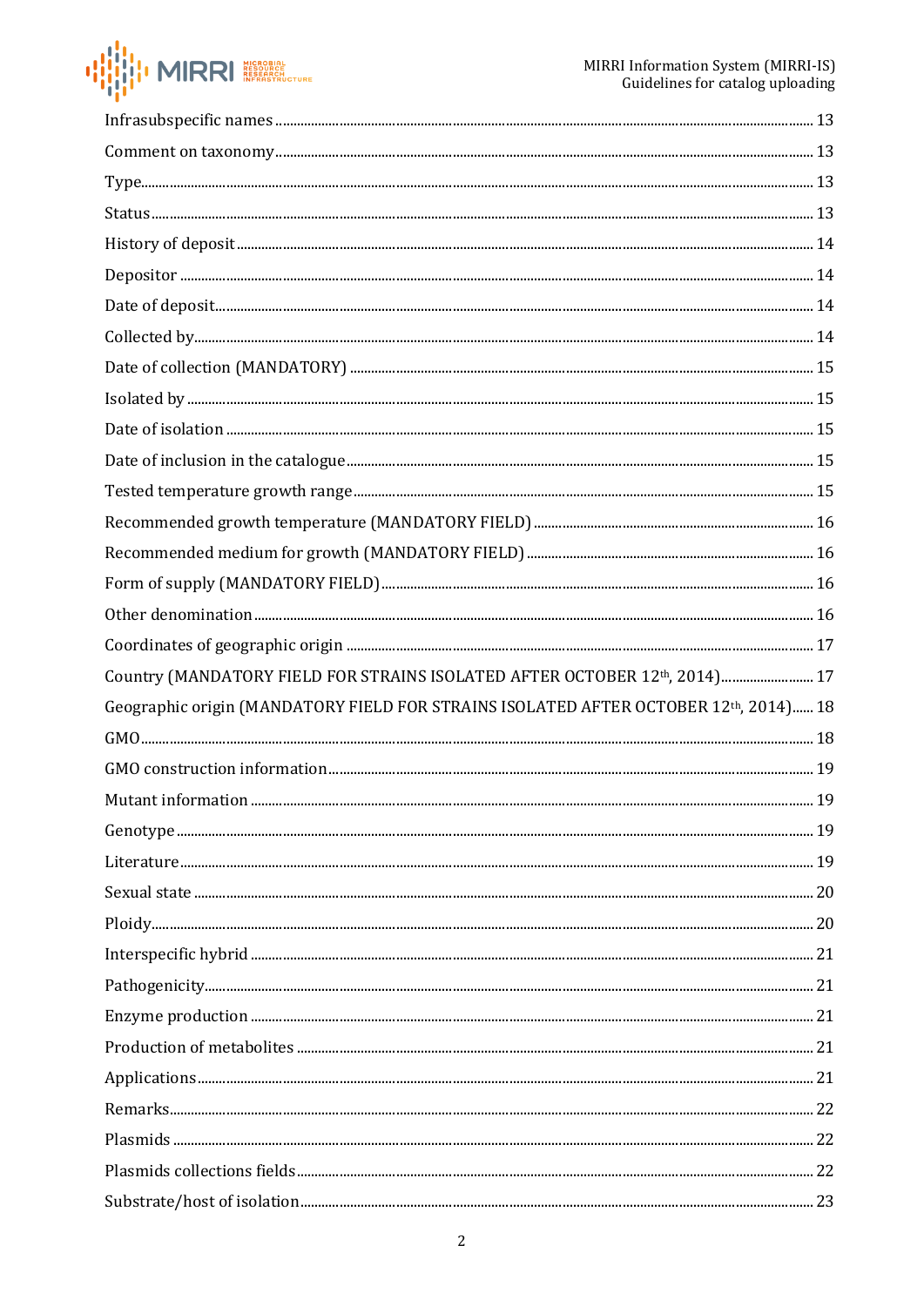Infrasubspecific names ........................................................................................................................................ 13

Comment on taxonomy ........................................................................................................................................ 13

Type ........................................................................................................................................ 13

Status ........................................................................................................................................ 13

History of deposit ........................................................................................................................................ 14

Depositor ........................................................................................................................................ 14

Date of deposit ........................................................................................................................................ 14

Collected by ........................................................................................................................................ 14

Date of collection (MANDATORY) ........................................................................................................................................ 15

Isolated by ........................................................................................................................................ 15

Date of isolation ........................................................................................................................................ 15

Date of inclusion in the catalogue ........................................................................................................................................ 15

Tested temperature growth range ........................................................................................................................................ 15

Recommended growth temperature (MANDATORY FIELD) ........................................................................................................................................ 16

Recommended medium for growth (MANDATORY FIELD) ........................................................................................................................................ 16

Form of supply (MANDATORY FIELD) ........................................................................................................................................ 16

Other denomination ........................................................................................................................................ 16

Coordinates of geographic origin ........................................................................................................................................ 17

Country (MANDATORY FIELD FOR STRAINS ISOLATED AFTER OCTOBER 12th, 2014) ........................................ 17

Geographic origin (MANDATORY FIELD FOR STRAINS ISOLATED AFTER OCTOBER 12th, 2014) ...... 18

GMO ........................................................................................................................................ 18

GMO construction information ........................................................................................................................................ 19

Mutant information ........................................................................................................................................ 19

Genotype ........................................................................................................................................ 19

Literature ........................................................................................................................................ 19

Sexual state ........................................................................................................................................ 20

Ploidy ........................................................................................................................................ 20

Interspecific hybrid ........................................................................................................................................ 21

Pathogenicity ........................................................................................................................................ 21

Enzyme production ........................................................................................................................................ 21

Production of metabolites ........................................................................................................................................ 21

Applications ........................................................................................................................................ 21

Remarks ........................................................................................................................................ 22

Plasmids ........................................................................................................................................ 22

Plasmids collections fields ........................................................................................................................................ 22

Substrate/host of isolation ........................................................................................................................................ 23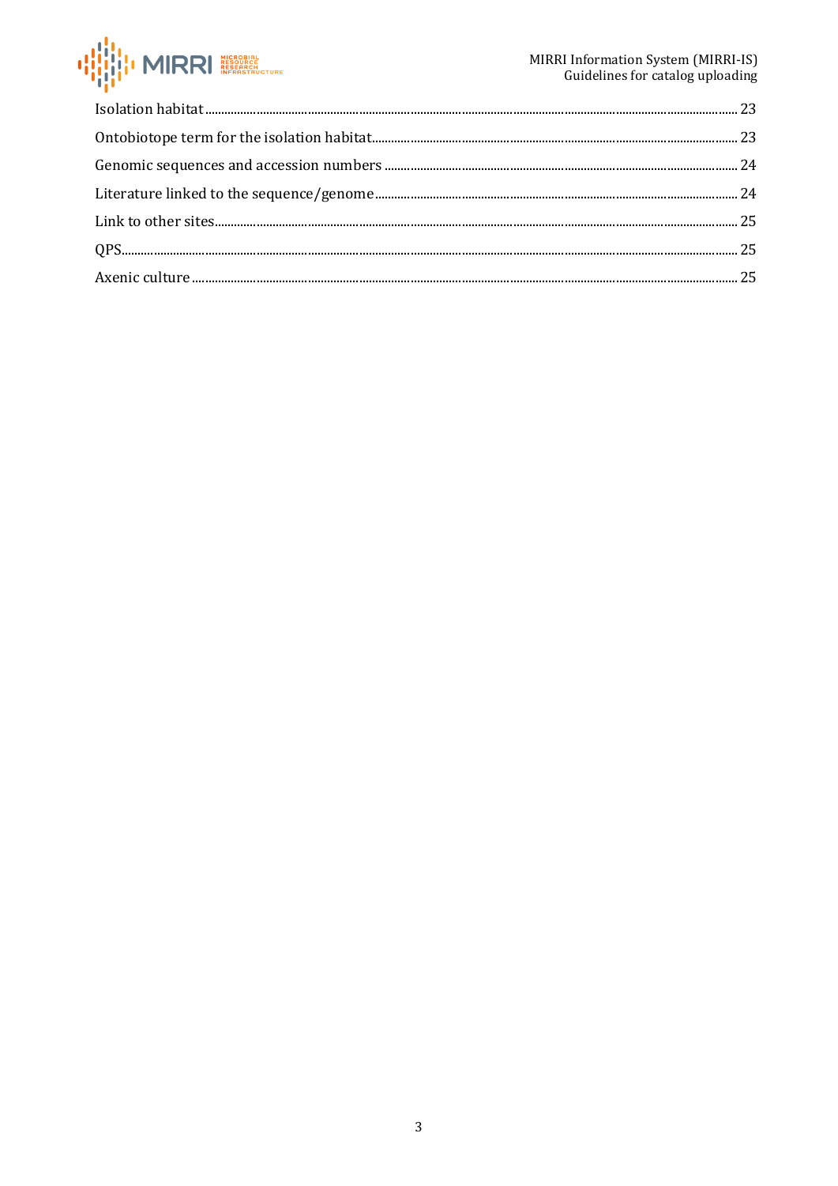Isolation habitat ........................................................................................................................ 23

Ontobiotope term for the isolation habitat ................................................................................ 23

Genomic sequences and accession numbers .............................................................................. 24

Literature linked to the sequence/genome ................................................................................. 24

Link to other sites ....................................................................................................................... 25

QPS ............................................................................................................................................. 25

Axenic culture ............................................................................................................................. 25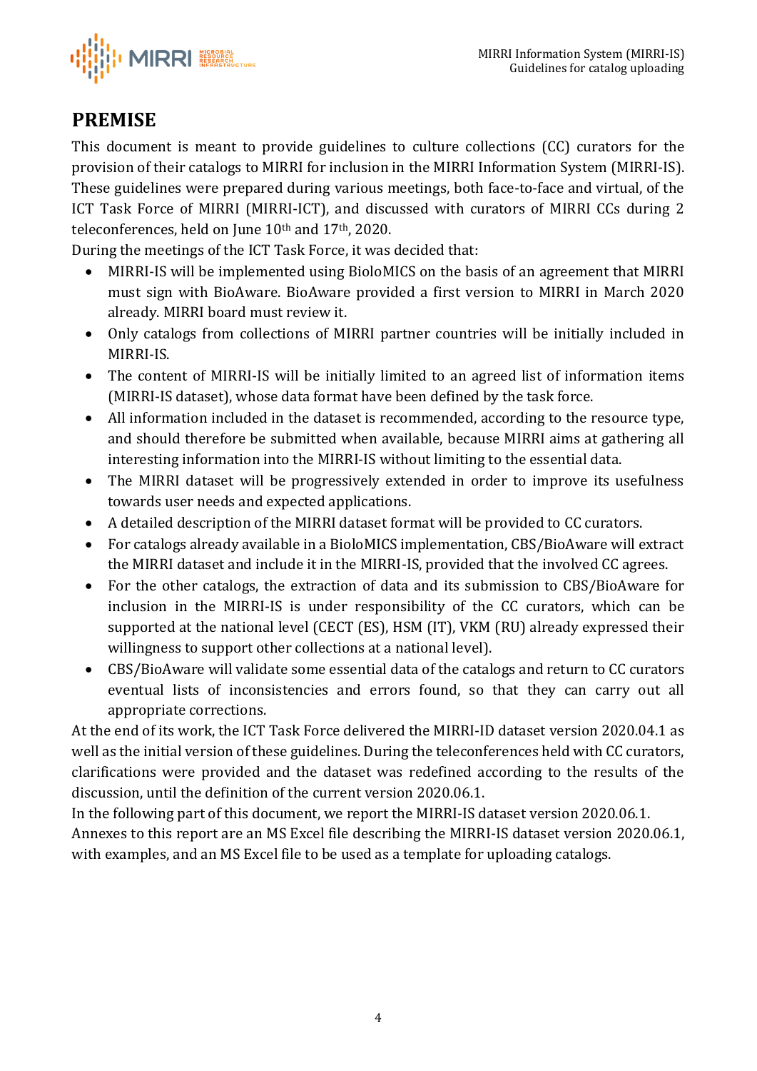# PREMISE

This document is meant to provide guidelines to culture collections (CC) curators for the provision of their catalogs to MIRRI for inclusion in the MIRRI Information System (MIRRI-IS). These guidelines were prepared during various meetings, both face-to-face and virtual, of the ICT Task Force of MIRRI (MIRRI-ICT), and discussed with curators of MIRRI CCs during 2 teleconferences, held on June 10th and 17th, 2020.

During the meetings of the ICT Task Force, it was decided that:

- MIRRI-IS will be implemented using BioloMICS on the basis of an agreement that MIRRI must sign with BioAware. BioAware provided a first version to MIRRI in March 2020 already. MIRRI board must review it.
- Only catalogs from collections of MIRRI partner countries will be initially included in MIRRI-IS.
- The content of MIRRI-IS will be initially limited to an agreed list of information items (MIRRI-IS dataset), whose data format have been defined by the task force.
- All information included in the dataset is recommended, according to the resource type, and should therefore be submitted when available, because MIRRI aims at gathering all interesting information into the MIRRI-IS without limiting to the essential data.
- The MIRRI dataset will be progressively extended in order to improve its usefulness towards user needs and expected applications.
- A detailed description of the MIRRI dataset format will be provided to CC curators.
- For catalogs already available in a BioloMICS implementation, CBS/BioAware will extract the MIRRI dataset and include it in the MIRRI-IS, provided that the involved CC agrees.
- For the other catalogs, the extraction of data and its submission to CBS/BioAware for inclusion in the MIRRI-IS is under responsibility of the CC curators, which can be supported at the national level (CECT (ES), HSM (IT), VKM (RU) already expressed their willingness to support other collections at a national level).
- CBS/BioAware will validate some essential data of the catalogs and return to CC curators eventual lists of inconsistencies and errors found, so that they can carry out all appropriate corrections.

At the end of its work, the ICT Task Force delivered the MIRRI-ID dataset version 2020.04.1 as well as the initial version of these guidelines. During the teleconferences held with CC curators, clarifications were provided and the dataset was redefined according to the results of the discussion, until the definition of the current version 2020.06.1.

In the following part of this document, we report the MIRRI-IS dataset version 2020.06.1.

Annexes to this report are an MS Excel file describing the MIRRI-IS dataset version 2020.06.1, with examples, and an MS Excel file to be used as a template for uploading catalogs.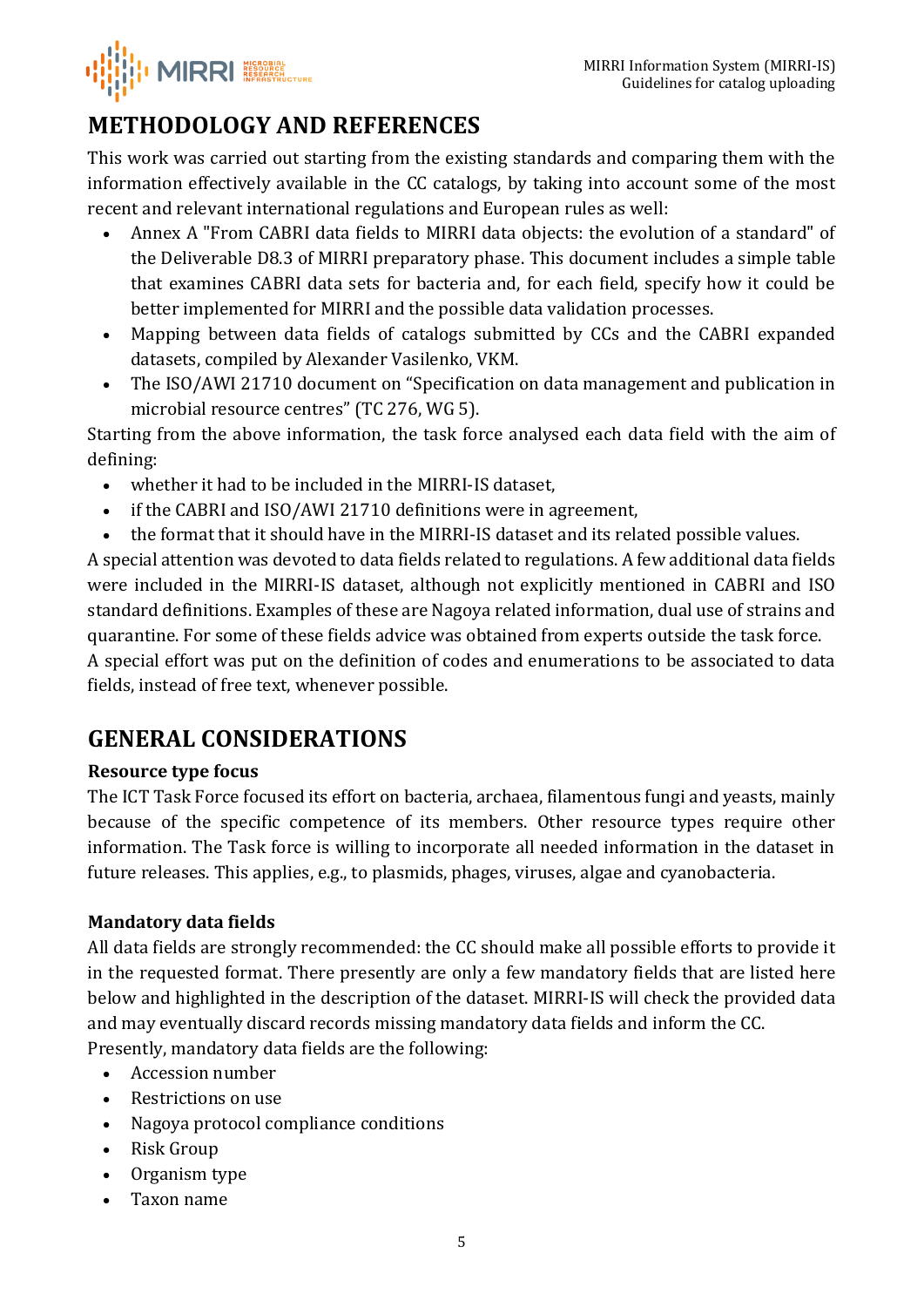# METHODOLOGY AND REFERENCES

This work was carried out starting from the existing standards and comparing them with the information effectively available in the CC catalogs, by taking into account some of the most recent and relevant international regulations and European rules as well:

- Annex A "From CABRI data fields to MIRRI data objects: the evolution of a standard" of the Deliverable D8.3 of MIRRI preparatory phase. This document includes a simple table that examines CABRI data sets for bacteria and, for each field, specify how it could be better implemented for MIRRI and the possible data validation processes.
- Mapping between data fields of catalogs submitted by CCs and the CABRI expanded datasets, compiled by Alexander Vasilenko, VKM.
- The ISO/AWI 21710 document on "Specification on data management and publication in microbial resource centres" (TC 276, WG 5).

Starting from the above information, the task force analysed each data field with the aim of defining:

- whether it had to be included in the MIRRI-IS dataset,
- if the CABRI and ISO/AWI 21710 definitions were in agreement,
- the format that it should have in the MIRRI-IS dataset and its related possible values.

A special attention was devoted to data fields related to regulations. A few additional data fields were included in the MIRRI-IS dataset, although not explicitly mentioned in CABRI and ISO standard definitions. Examples of these are Nagoya related information, dual use of strains and quarantine. For some of these fields advice was obtained from experts outside the task force.
A special effort was put on the definition of codes and enumerations to be associated to data fields, instead of free text, whenever possible.

# GENERAL CONSIDERATIONS

### Resource type focus

The ICT Task Force focused its effort on bacteria, archaea, filamentous fungi and yeasts, mainly because of the specific competence of its members. Other resource types require other information. The Task force is willing to incorporate all needed information in the dataset in future releases. This applies, e.g., to plasmids, phages, viruses, algae and cyanobacteria.

### Mandatory data fields

All data fields are strongly recommended: the CC should make all possible efforts to provide it in the requested format. There presently are only a few mandatory fields that are listed here below and highlighted in the description of the dataset. MIRRI-IS will check the provided data and may eventually discard records missing mandatory data fields and inform the CC.
Presently, mandatory data fields are the following:

- Accession number
- Restrictions on use
- Nagoya protocol compliance conditions
- Risk Group
- Organism type
- Taxon name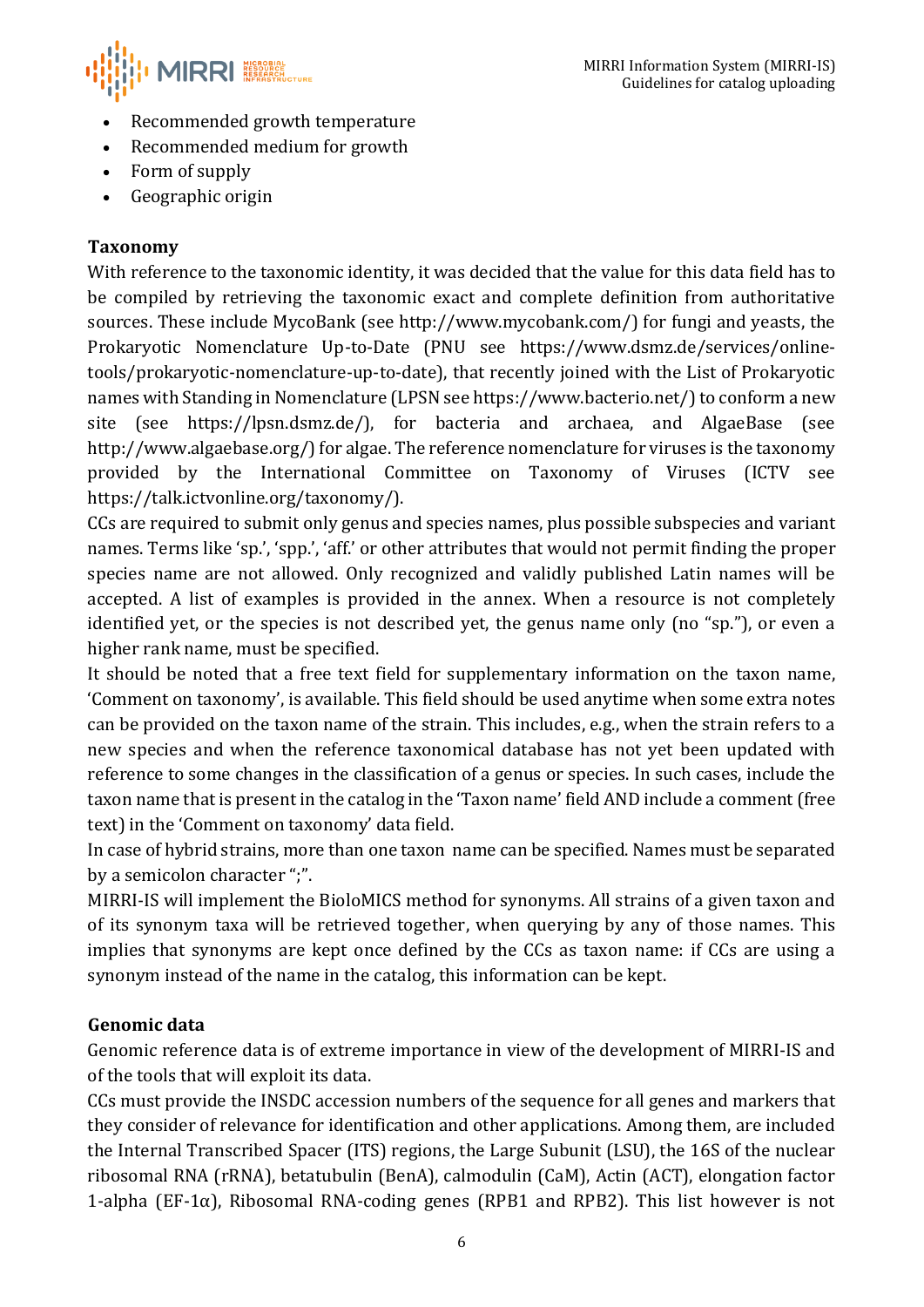- Recommended growth temperature
- Recommended medium for growth
- Form of supply
- Geographic origin

**Taxonomy**

With reference to the taxonomic identity, it was decided that the value for this data field has to be compiled by retrieving the taxonomic exact and complete definition from authoritative sources. These include MycoBank (see http://www.mycobank.com/) for fungi and yeasts, the Prokaryotic Nomenclature Up-to-Date (PNU see https://www.dsmz.de/services/online-tools/prokaryotic-nomenclature-up-to-date), that recently joined with the List of Prokaryotic names with Standing in Nomenclature (LPSN see https://www.bacterio.net/) to conform a new site (see https://lpsn.dsmz.de/), for bacteria and archaea, and AlgaeBase (see http://www.algaebase.org/) for algae. The reference nomenclature for viruses is the taxonomy provided by the International Committee on Taxonomy of Viruses (ICTV see https://talk.ictvonline.org/taxonomy/).

CCs are required to submit only genus and species names, plus possible subspecies and variant names. Terms like 'sp.', 'spp.', 'aff.' or other attributes that would not permit finding the proper species name are not allowed. Only recognized and validly published Latin names will be accepted. A list of examples is provided in the annex. When a resource is not completely identified yet, or the species is not described yet, the genus name only (no "sp."), or even a higher rank name, must be specified.

It should be noted that a free text field for supplementary information on the taxon name, 'Comment on taxonomy', is available. This field should be used anytime when some extra notes can be provided on the taxon name of the strain. This includes, e.g., when the strain refers to a new species and when the reference taxonomical database has not yet been updated with reference to some changes in the classification of a genus or species. In such cases, include the taxon name that is present in the catalog in the 'Taxon name' field AND include a comment (free text) in the 'Comment on taxonomy' data field.

In case of hybrid strains, more than one taxon name can be specified. Names must be separated by a semicolon character ";".

MIRRI-IS will implement the BioloMICS method for synonyms. All strains of a given taxon and of its synonym taxa will be retrieved together, when querying by any of those names. This implies that synonyms are kept once defined by the CCs as taxon name: if CCs are using a synonym instead of the name in the catalog, this information can be kept.

**Genomic data**

Genomic reference data is of extreme importance in view of the development of MIRRI-IS and of the tools that will exploit its data.

CCs must provide the INSDC accession numbers of the sequence for all genes and markers that they consider of relevance for identification and other applications. Among them, are included the Internal Transcribed Spacer (ITS) regions, the Large Subunit (LSU), the 16S of the nuclear ribosomal RNA (rRNA), betatubulin (BenA), calmodulin (CaM), Actin (ACT), elongation factor 1-alpha (EF-1α), Ribosomal RNA-coding genes (RPB1 and RPB2). This list however is not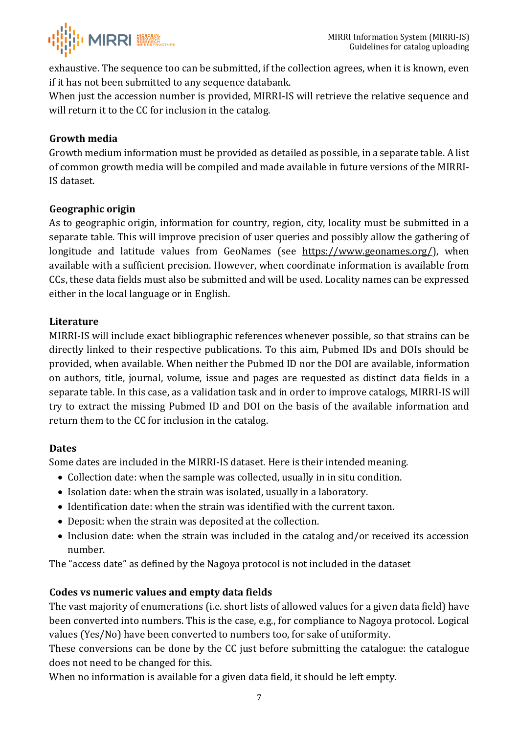exhaustive. The sequence too can be submitted, if the collection agrees, when it is known, even if it has not been submitted to any sequence databank.

When just the accession number is provided, MIRRI-IS will retrieve the relative sequence and will return it to the CC for inclusion in the catalog.

**Growth media**

Growth medium information must be provided as detailed as possible, in a separate table. A list of common growth media will be compiled and made available in future versions of the MIRRI-IS dataset.

**Geographic origin**

As to geographic origin, information for country, region, city, locality must be submitted in a separate table. This will improve precision of user queries and possibly allow the gathering of longitude and latitude values from GeoNames (see https://www.geonames.org/), when available with a sufficient precision. However, when coordinate information is available from CCs, these data fields must also be submitted and will be used. Locality names can be expressed either in the local language or in English.

**Literature**

MIRRI-IS will include exact bibliographic references whenever possible, so that strains can be directly linked to their respective publications. To this aim, Pubmed IDs and DOIs should be provided, when available. When neither the Pubmed ID nor the DOI are available, information on authors, title, journal, volume, issue and pages are requested as distinct data fields in a separate table. In this case, as a validation task and in order to improve catalogs, MIRRI-IS will try to extract the missing Pubmed ID and DOI on the basis of the available information and return them to the CC for inclusion in the catalog.

**Dates**

Some dates are included in the MIRRI-IS dataset. Here is their intended meaning.

- Collection date: when the sample was collected, usually in in situ condition.
- Isolation date: when the strain was isolated, usually in a laboratory.
- Identification date: when the strain was identified with the current taxon.
- Deposit: when the strain was deposited at the collection.
- Inclusion date: when the strain was included in the catalog and/or received its accession number.

The "access date" as defined by the Nagoya protocol is not included in the dataset

**Codes vs numeric values and empty data fields**

The vast majority of enumerations (i.e. short lists of allowed values for a given data field) have been converted into numbers. This is the case, e.g., for compliance to Nagoya protocol. Logical values (Yes/No) have been converted to numbers too, for sake of uniformity.

These conversions can be done by the CC just before submitting the catalogue: the catalogue does not need to be changed for this.

When no information is available for a given data field, it should be left empty.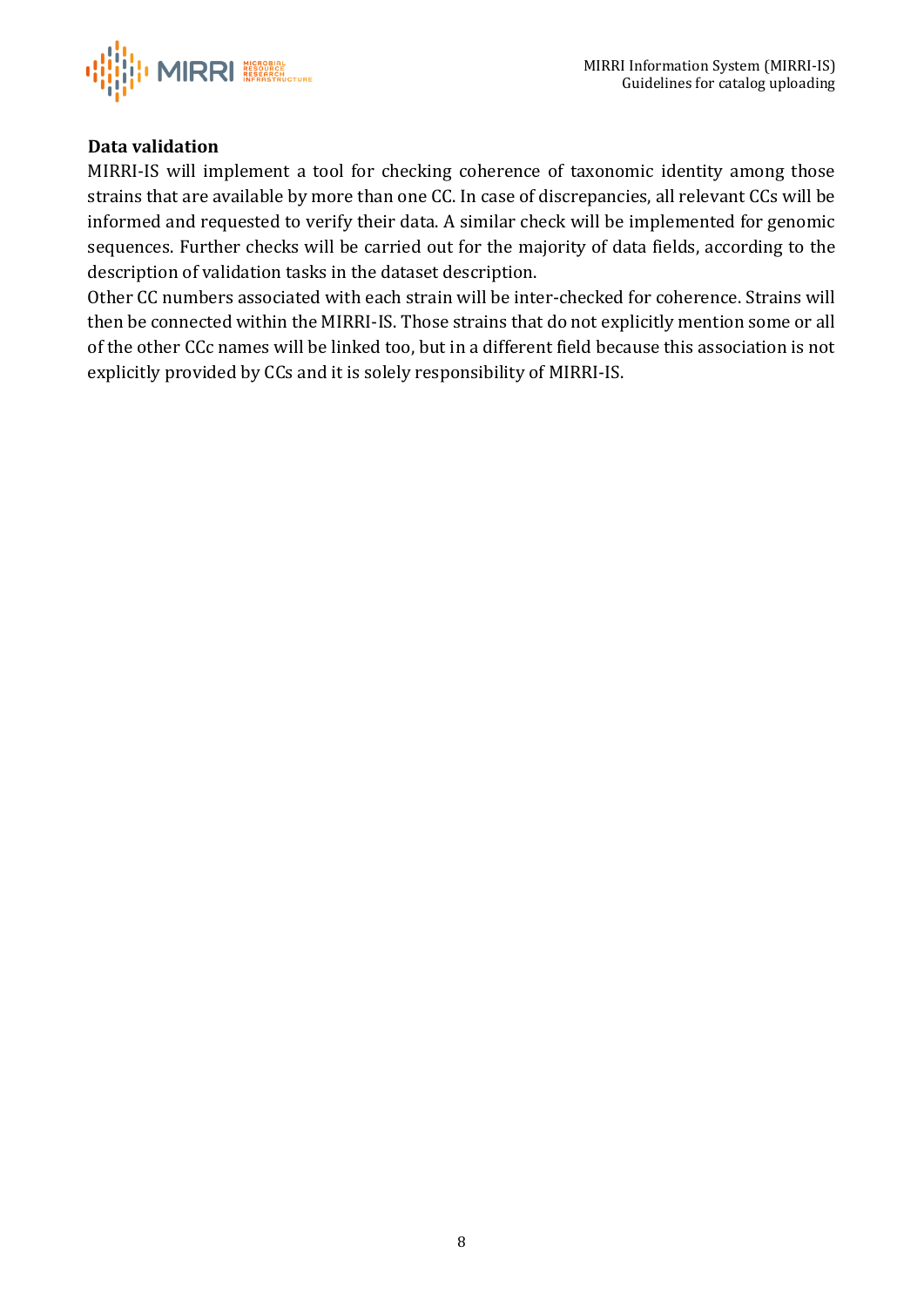**Data validation**

MIRRI-IS will implement a tool for checking coherence of taxonomic identity among those strains that are available by more than one CC. In case of discrepancies, all relevant CCs will be informed and requested to verify their data. A similar check will be implemented for genomic sequences. Further checks will be carried out for the majority of data fields, according to the description of validation tasks in the dataset description.

Other CC numbers associated with each strain will be inter-checked for coherence. Strains will then be connected within the MIRRI-IS. Those strains that do not explicitly mention some or all of the other CCc names will be linked too, but in a different field because this association is not explicitly provided by CCs and it is solely responsibility of MIRRI-IS.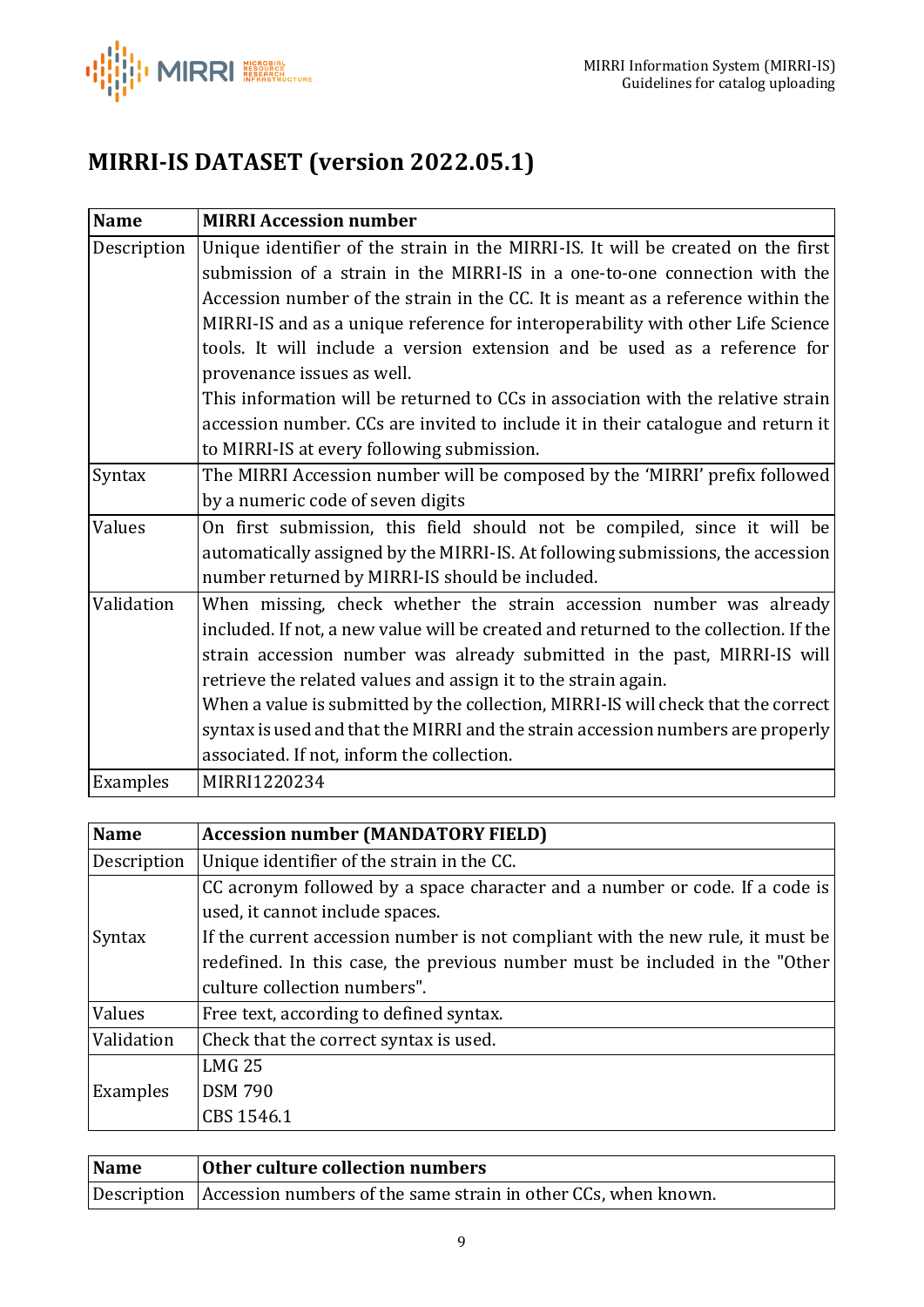# MIRRI-IS DATASET (version 2022.05.1)

| **Name** | **MIRRI Accession number** |
|---|---|
| Description | Unique identifier of the strain in the MIRRI-IS. It will be created on the first submission of a strain in the MIRRI-IS in a one-to-one connection with the Accession number of the strain in the CC. It is meant as a reference within the MIRRI-IS and as a unique reference for interoperability with other Life Science tools. It will include a version extension and be used as a reference for provenance issues as well.<br>This information will be returned to CCs in association with the relative strain accession number. CCs are invited to include it in their catalogue and return it to MIRRI-IS at every following submission. |
| Syntax | The MIRRI Accession number will be composed by the 'MIRRI' prefix followed by a numeric code of seven digits |
| Values | On first submission, this field should not be compiled, since it will be automatically assigned by the MIRRI-IS. At following submissions, the accession number returned by MIRRI-IS should be included. |
| Validation | When missing, check whether the strain accession number was already included. If not, a new value will be created and returned to the collection. If the strain accession number was already submitted in the past, MIRRI-IS will retrieve the related values and assign it to the strain again.<br>When a value is submitted by the collection, MIRRI-IS will check that the correct syntax is used and that the MIRRI and the strain accession numbers are properly associated. If not, inform the collection. |
| Examples | MIRRI1220234 |

| **Name** | **Accession number (MANDATORY FIELD)** |
|---|---|
| Description | Unique identifier of the strain in the CC. |
| Syntax | CC acronym followed by a space character and a number or code. If a code is used, it cannot include spaces.<br>If the current accession number is not compliant with the new rule, it must be redefined. In this case, the previous number must be included in the "Other culture collection numbers". |
| Values | Free text, according to defined syntax. |
| Validation | Check that the correct syntax is used. |
| Examples | LMG 25<br>DSM 790<br>CBS 1546.1 |

| **Name** | **Other culture collection numbers** |
|---|---|
| Description | Accession numbers of the same strain in other CCs, when known. |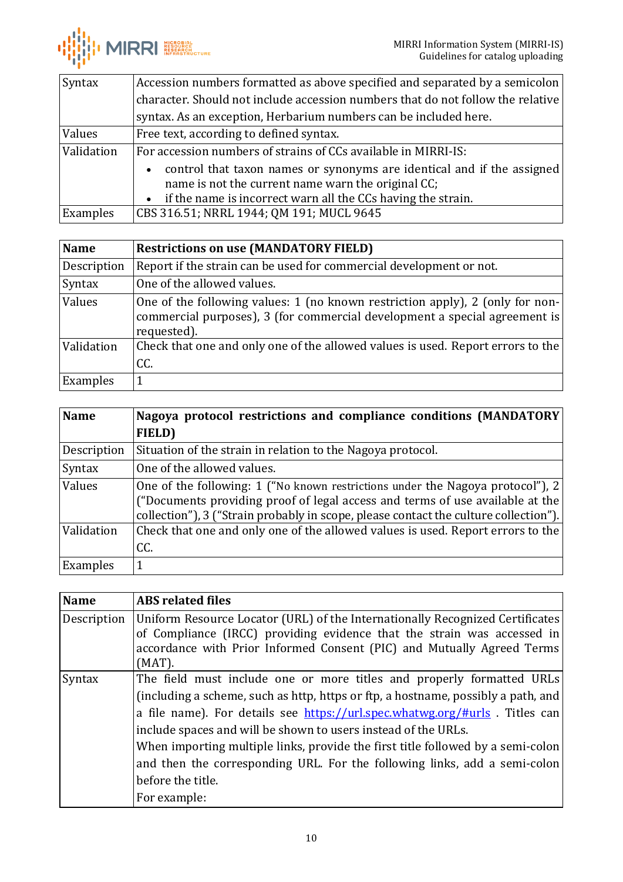| Syntax | Accession numbers formatted as above specified and separated by a semicolon character. Should not include accession numbers that do not follow the relative syntax. As an exception, Herbarium numbers can be included here. |
|---|---|
| Values | Free text, according to defined syntax. |
| Validation | For accession numbers of strains of CCs available in MIRRI-IS: <br>• control that taxon names or synonyms are identical and if the assigned name is not the current name warn the original CC; <br>• if the name is incorrect warn all the CCs having the strain. |
| Examples | CBS 316.51; NRRL 1944; QM 191; MUCL 9645 |

| **Name** | **Restrictions on use (MANDATORY FIELD)** |
|---|---|
| Description | Report if the strain can be used for commercial development or not. |
| Syntax | One of the allowed values. |
| Values | One of the following values: 1 (no known restriction apply), 2 (only for non-commercial purposes), 3 (for commercial development a special agreement is requested). |
| Validation | Check that one and only one of the allowed values is used. Report errors to the CC. |
| Examples | 1 |

| **Name** | **Nagoya protocol restrictions and compliance conditions (MANDATORY FIELD)** |
|---|---|
| Description | Situation of the strain in relation to the Nagoya protocol. |
| Syntax | One of the allowed values. |
| Values | One of the following: 1 ("No known restrictions under the Nagoya protocol"), 2 ("Documents providing proof of legal access and terms of use available at the collection"), 3 ("Strain probably in scope, please contact the culture collection"). |
| Validation | Check that one and only one of the allowed values is used. Report errors to the CC. |
| Examples | 1 |

| **Name** | **ABS related files** |
|---|---|
| Description | Uniform Resource Locator (URL) of the Internationally Recognized Certificates of Compliance (IRCC) providing evidence that the strain was accessed in accordance with Prior Informed Consent (PIC) and Mutually Agreed Terms (MAT). |
| Syntax | The field must include one or more titles and properly formatted URLs (including a scheme, such as http, https or ftp, a hostname, possibly a path, and a file name). For details see https://url.spec.whatwg.org/#urls . Titles can include spaces and will be shown to users instead of the URLs. <br>When importing multiple links, provide the first title followed by a semi-colon and then the corresponding URL. For the following links, add a semi-colon before the title. <br>For example: |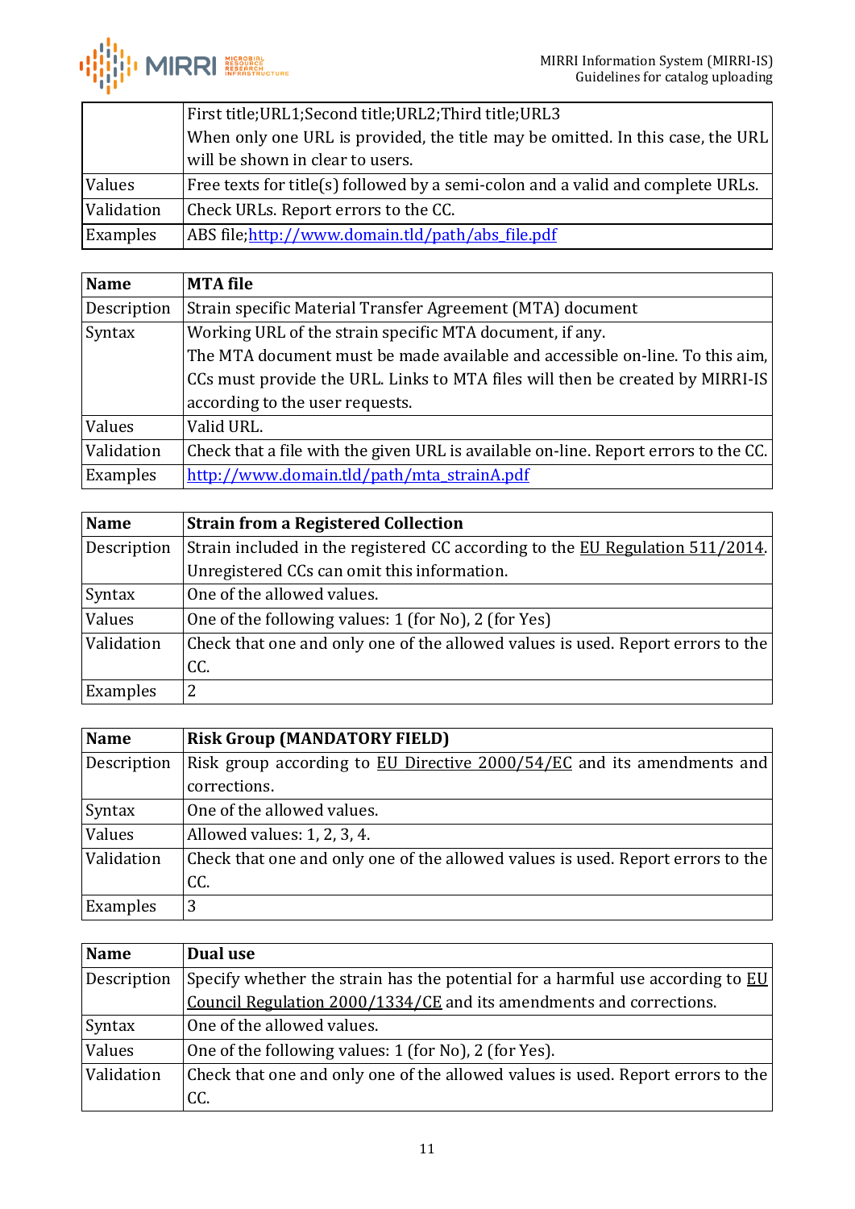| | |
|---|---|
| | First title;URL1;Second title;URL2;Third title;URL3<br>When only one URL is provided, the title may be omitted. In this case, the URL will be shown in clear to users. |
| Values | Free texts for title(s) followed by a semi-colon and a valid and complete URLs. |
| Validation | Check URLs. Report errors to the CC. |
| Examples | ABS file;http://www.domain.tld/path/abs_file.pdf |

| **Name** | **MTA file** |
|---|---|
| Description | Strain specific Material Transfer Agreement (MTA) document |
| Syntax | Working URL of the strain specific MTA document, if any.<br>The MTA document must be made available and accessible on-line. To this aim, CCs must provide the URL. Links to MTA files will then be created by MIRRI-IS according to the user requests. |
| Values | Valid URL. |
| Validation | Check that a file with the given URL is available on-line. Report errors to the CC. |
| Examples | http://www.domain.tld/path/mta_strainA.pdf |

| **Name** | **Strain from a Registered Collection** |
|---|---|
| Description | Strain included in the registered CC according to the EU Regulation 511/2014. Unregistered CCs can omit this information. |
| Syntax | One of the allowed values. |
| Values | One of the following values: 1 (for No), 2 (for Yes) |
| Validation | Check that one and only one of the allowed values is used. Report errors to the CC. |
| Examples | 2 |

| **Name** | **Risk Group (MANDATORY FIELD)** |
|---|---|
| Description | Risk group according to EU Directive 2000/54/EC and its amendments and corrections. |
| Syntax | One of the allowed values. |
| Values | Allowed values: 1, 2, 3, 4. |
| Validation | Check that one and only one of the allowed values is used. Report errors to the CC. |
| Examples | 3 |

| **Name** | **Dual use** |
|---|---|
| Description | Specify whether the strain has the potential for a harmful use according to EU Council Regulation 2000/1334/CE and its amendments and corrections. |
| Syntax | One of the allowed values. |
| Values | One of the following values: 1 (for No), 2 (for Yes). |
| Validation | Check that one and only one of the allowed values is used. Report errors to the CC. |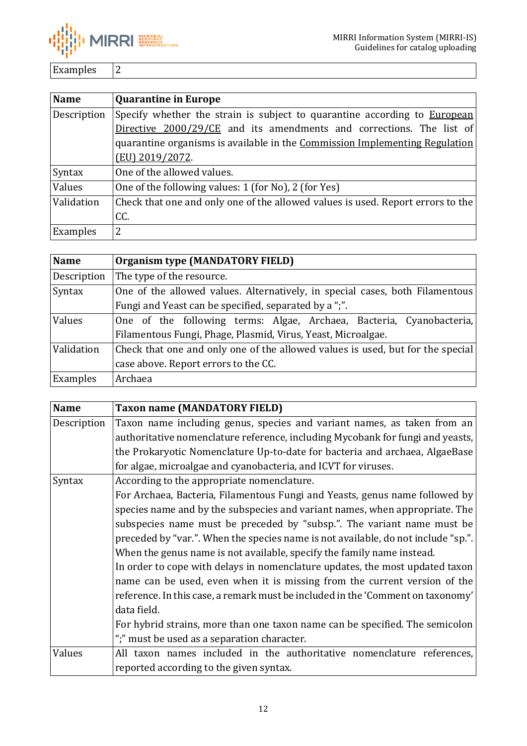| Examples | 2 |
|---|---|

| Name | Quarantine in Europe |
|---|---|
| Description | Specify whether the strain is subject to quarantine according to European Directive 2000/29/CE and its amendments and corrections. The list of quarantine organisms is available in the Commission Implementing Regulation (EU) 2019/2072. |
| Syntax | One of the allowed values. |
| Values | One of the following values: 1 (for No), 2 (for Yes) |
| Validation | Check that one and only one of the allowed values is used. Report errors to the CC. |
| Examples | 2 |

| Name | Organism type (MANDATORY FIELD) |
|---|---|
| Description | The type of the resource. |
| Syntax | One of the allowed values. Alternatively, in special cases, both Filamentous Fungi and Yeast can be specified, separated by a ";". |
| Values | One of the following terms: Algae, Archaea, Bacteria, Cyanobacteria, Filamentous Fungi, Phage, Plasmid, Virus, Yeast, Microalgae. |
| Validation | Check that one and only one of the allowed values is used, but for the special case above. Report errors to the CC. |
| Examples | Archaea |

| Name | Taxon name (MANDATORY FIELD) |
|---|---|
| Description | Taxon name including genus, species and variant names, as taken from an authoritative nomenclature reference, including Mycobank for fungi and yeasts, the Prokaryotic Nomenclature Up-to-date for bacteria and archaea, AlgaeBase for algae, microalgae and cyanobacteria, and ICVT for viruses. |
| Syntax | According to the appropriate nomenclature.<br>For Archaea, Bacteria, Filamentous Fungi and Yeasts, genus name followed by species name and by the subspecies and variant names, when appropriate. The subspecies name must be preceded by "subsp.". The variant name must be preceded by "var.". When the species name is not available, do not include "sp.". When the genus name is not available, specify the family name instead.<br>In order to cope with delays in nomenclature updates, the most updated taxon name can be used, even when it is missing from the current version of the reference. In this case, a remark must be included in the 'Comment on taxonomy' data field.<br>For hybrid strains, more than one taxon name can be specified. The semicolon ";" must be used as a separation character. |
| Values | All taxon names included in the authoritative nomenclature references, reported according to the given syntax. |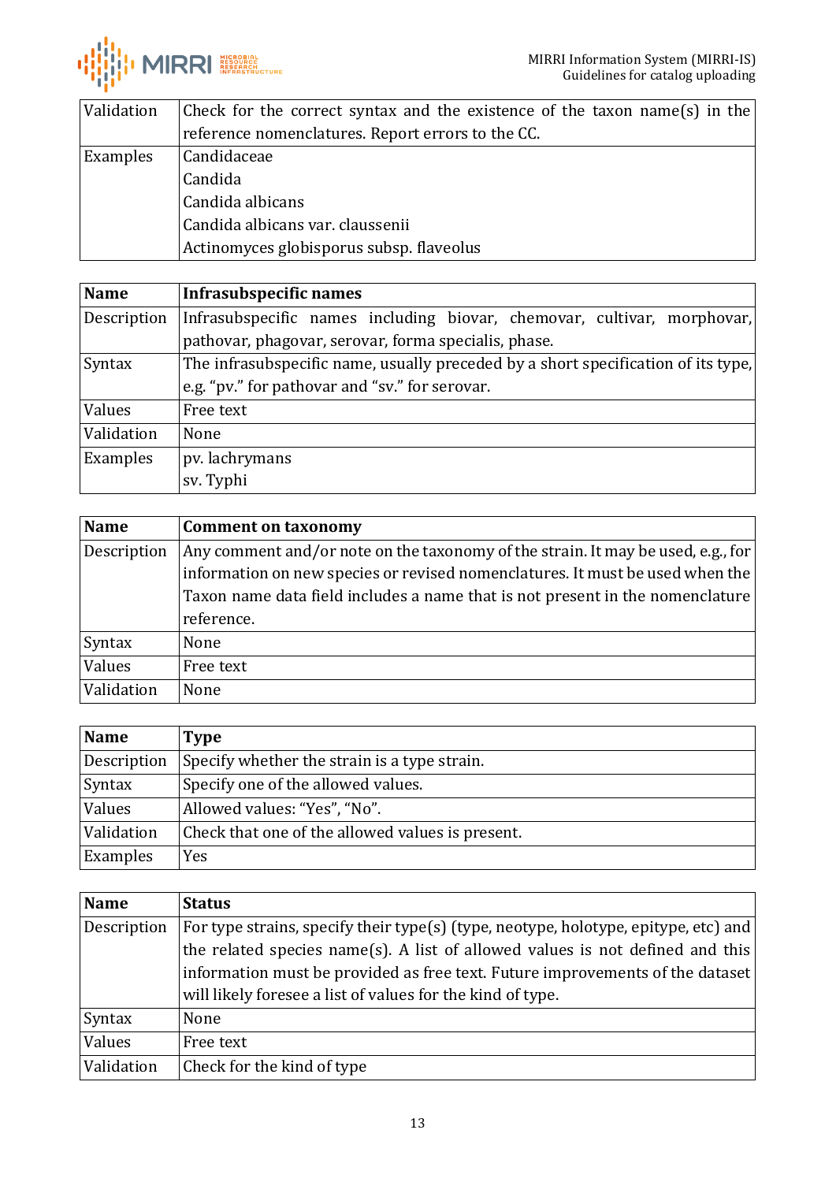| | |
|---|---|
| Validation | Check for the correct syntax and the existence of the taxon name(s) in the reference nomenclatures. Report errors to the CC. |
| Examples | Candidaceae<br>Candida<br>Candida albicans<br>Candida albicans var. claussenii<br>Actinomyces globisporus subsp. flaveolus |

| **Name** | **Infrasubspecific names** |
|---|---|
| Description | Infrasubspecific names including biovar, chemovar, cultivar, morphovar, pathovar, phagovar, serovar, forma specialis, phase. |
| Syntax | The infrasubspecific name, usually preceded by a short specification of its type, e.g. "pv." for pathovar and "sv." for serovar. |
| Values | Free text |
| Validation | None |
| Examples | pv. lachrymans<br>sv. Typhi |

| **Name** | **Comment on taxonomy** |
|---|---|
| Description | Any comment and/or note on the taxonomy of the strain. It may be used, e.g., for information on new species or revised nomenclatures. It must be used when the Taxon name data field includes a name that is not present in the nomenclature reference. |
| Syntax | None |
| Values | Free text |
| Validation | None |

| **Name** | **Type** |
|---|---|
| Description | Specify whether the strain is a type strain. |
| Syntax | Specify one of the allowed values. |
| Values | Allowed values: "Yes", "No". |
| Validation | Check that one of the allowed values is present. |
| Examples | Yes |

| **Name** | **Status** |
|---|---|
| Description | For type strains, specify their type(s) (type, neotype, holotype, epitype, etc) and the related species name(s). A list of allowed values is not defined and this information must be provided as free text. Future improvements of the dataset will likely foresee a list of values for the kind of type. |
| Syntax | None |
| Values | Free text |
| Validation | Check for the kind of type |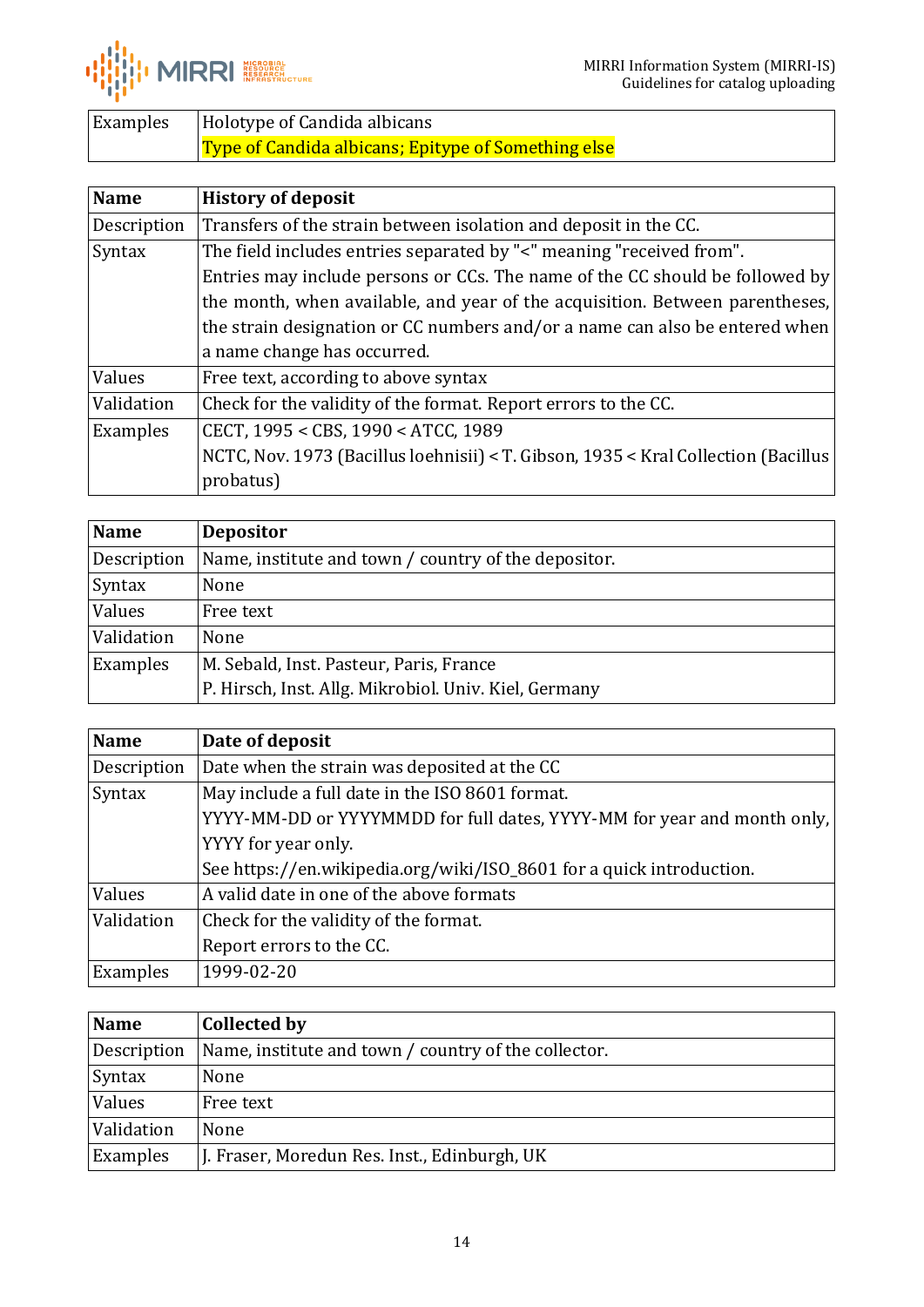| Examples | Holotype of Candida albicans<br>Type of Candida albicans; Epitype of Something else |
|---|---|

| Name | History of deposit |
|---|---|
| Description | Transfers of the strain between isolation and deposit in the CC. |
| Syntax | The field includes entries separated by "<" meaning "received from". Entries may include persons or CCs. The name of the CC should be followed by the month, when available, and year of the acquisition. Between parentheses, the strain designation or CC numbers and/or a name can also be entered when a name change has occurred. |
| Values | Free text, according to above syntax |
| Validation | Check for the validity of the format. Report errors to the CC. |
| Examples | CECT, 1995 < CBS, 1990 < ATCC, 1989<br>NCTC, Nov. 1973 (Bacillus loehnisii) < T. Gibson, 1935 < Kral Collection (Bacillus probatus) |

| Name | Depositor |
|---|---|
| Description | Name, institute and town / country of the depositor. |
| Syntax | None |
| Values | Free text |
| Validation | None |
| Examples | M. Sebald, Inst. Pasteur, Paris, France<br>P. Hirsch, Inst. Allg. Mikrobiol. Univ. Kiel, Germany |

| Name | Date of deposit |
|---|---|
| Description | Date when the strain was deposited at the CC |
| Syntax | May include a full date in the ISO 8601 format.<br>YYYY-MM-DD or YYYYMMDD for full dates, YYYY-MM for year and month only, YYYY for year only.<br>See https://en.wikipedia.org/wiki/ISO_8601 for a quick introduction. |
| Values | A valid date in one of the above formats |
| Validation | Check for the validity of the format.<br>Report errors to the CC. |
| Examples | 1999-02-20 |

| Name | Collected by |
|---|---|
| Description | Name, institute and town / country of the collector. |
| Syntax | None |
| Values | Free text |
| Validation | None |
| Examples | J. Fraser, Moredun Res. Inst., Edinburgh, UK |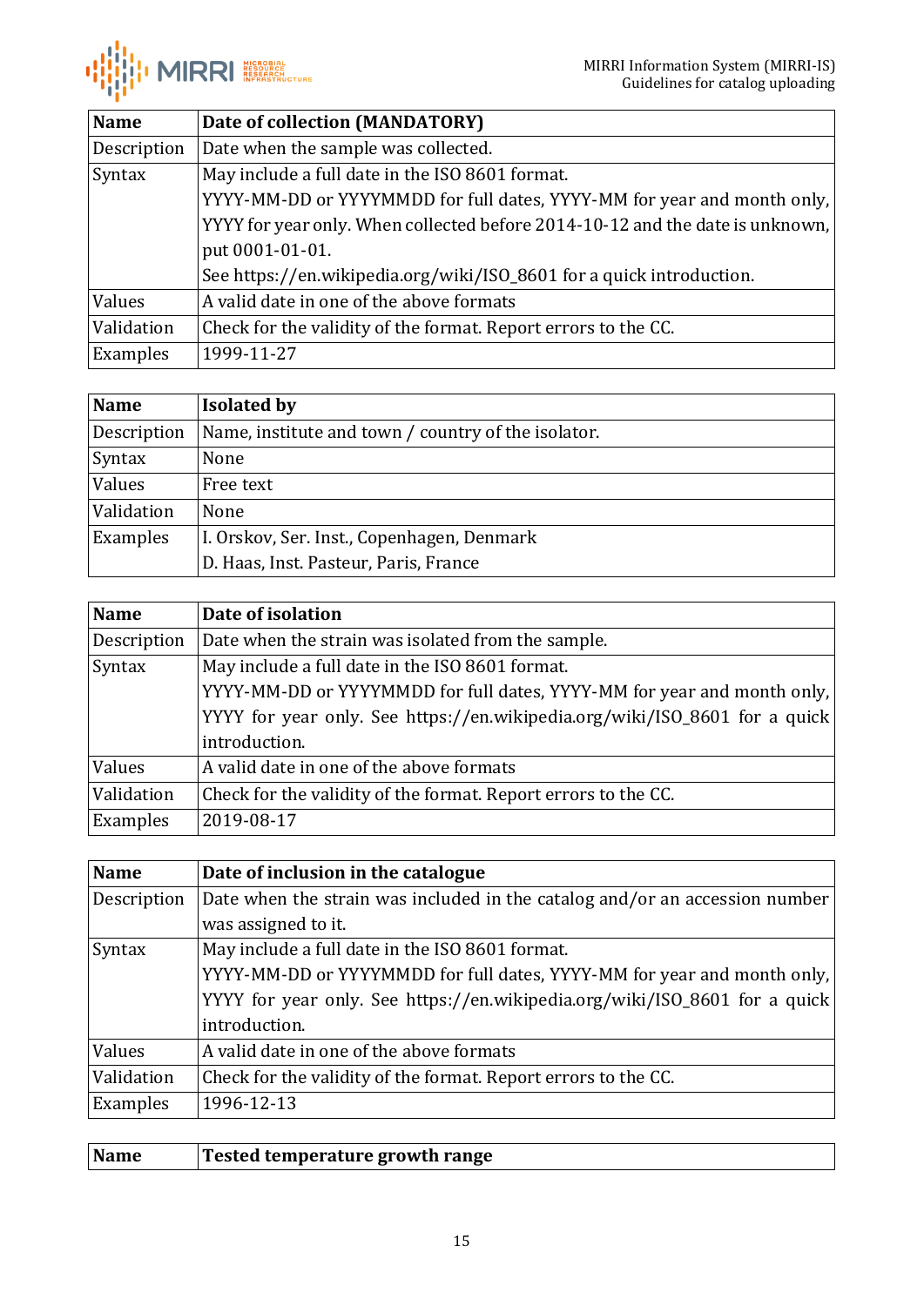| **Name** | **Date of collection (MANDATORY)** |
| --- | --- |
| Description | Date when the sample was collected. |
| Syntax | May include a full date in the ISO 8601 format. YYYY-MM-DD or YYYYMMDD for full dates, YYYY-MM for year and month only, YYYY for year only. When collected before 2014-10-12 and the date is unknown, put 0001-01-01. See https://en.wikipedia.org/wiki/ISO_8601 for a quick introduction. |
| Values | A valid date in one of the above formats |
| Validation | Check for the validity of the format. Report errors to the CC. |
| Examples | 1999-11-27 |

| **Name** | **Isolated by** |
| --- | --- |
| Description | Name, institute and town / country of the isolator. |
| Syntax | None |
| Values | Free text |
| Validation | None |
| Examples | I. Orskov, Ser. Inst., Copenhagen, Denmark<br>D. Haas, Inst. Pasteur, Paris, France |

| **Name** | **Date of isolation** |
| --- | --- |
| Description | Date when the strain was isolated from the sample. |
| Syntax | May include a full date in the ISO 8601 format. YYYY-MM-DD or YYYYMMDD for full dates, YYYY-MM for year and month only, YYYY for year only. See https://en.wikipedia.org/wiki/ISO_8601 for a quick introduction. |
| Values | A valid date in one of the above formats |
| Validation | Check for the validity of the format. Report errors to the CC. |
| Examples | 2019-08-17 |

| **Name** | **Date of inclusion in the catalogue** |
| --- | --- |
| Description | Date when the strain was included in the catalog and/or an accession number was assigned to it. |
| Syntax | May include a full date in the ISO 8601 format. YYYY-MM-DD or YYYYMMDD for full dates, YYYY-MM for year and month only, YYYY for year only. See https://en.wikipedia.org/wiki/ISO_8601 for a quick introduction. |
| Values | A valid date in one of the above formats |
| Validation | Check for the validity of the format. Report errors to the CC. |
| Examples | 1996-12-13 |

| **Name** | **Tested temperature growth range** |
| --- | --- |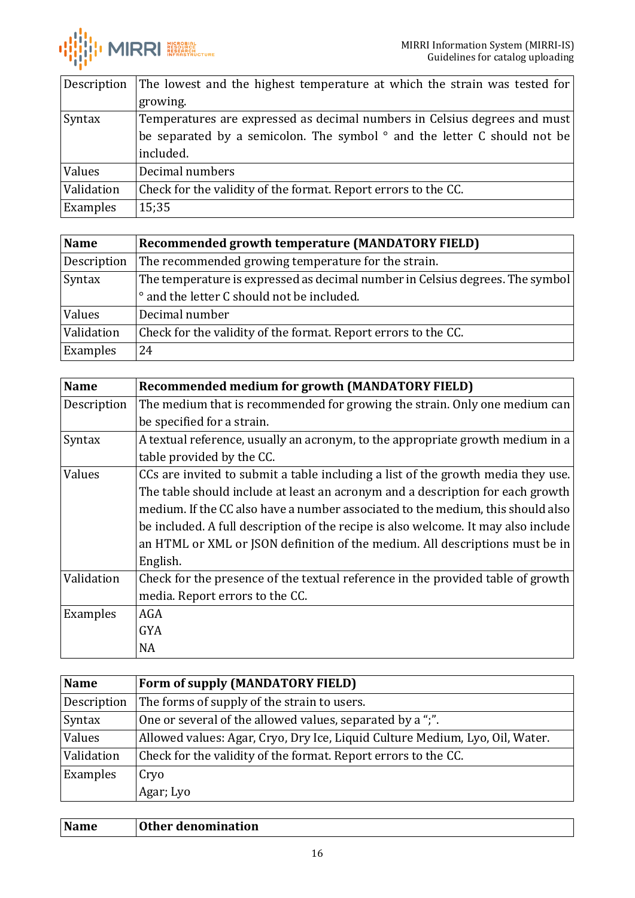| | |
|---|---|
| Description | The lowest and the highest temperature at which the strain was tested for growing. |
| Syntax | Temperatures are expressed as decimal numbers in Celsius degrees and must be separated by a semicolon. The symbol ° and the letter C should not be included. |
| Values | Decimal numbers |
| Validation | Check for the validity of the format. Report errors to the CC. |
| Examples | 15;35 |

| **Name** | **Recommended growth temperature (MANDATORY FIELD)** |
|---|---|
| Description | The recommended growing temperature for the strain. |
| Syntax | The temperature is expressed as decimal number in Celsius degrees. The symbol ° and the letter C should not be included. |
| Values | Decimal number |
| Validation | Check for the validity of the format. Report errors to the CC. |
| Examples | 24 |

| **Name** | **Recommended medium for growth (MANDATORY FIELD)** |
|---|---|
| Description | The medium that is recommended for growing the strain. Only one medium can be specified for a strain. |
| Syntax | A textual reference, usually an acronym, to the appropriate growth medium in a table provided by the CC. |
| Values | CCs are invited to submit a table including a list of the growth media they use. The table should include at least an acronym and a description for each growth medium. If the CC also have a number associated to the medium, this should also be included. A full description of the recipe is also welcome. It may also include an HTML or XML or JSON definition of the medium. All descriptions must be in English. |
| Validation | Check for the presence of the textual reference in the provided table of growth media. Report errors to the CC. |
| Examples | AGA<br>GYA<br>NA |

| **Name** | **Form of supply (MANDATORY FIELD)** |
|---|---|
| Description | The forms of supply of the strain to users. |
| Syntax | One or several of the allowed values, separated by a ";". |
| Values | Allowed values: Agar, Cryo, Dry Ice, Liquid Culture Medium, Lyo, Oil, Water. |
| Validation | Check for the validity of the format. Report errors to the CC. |
| Examples | Cryo<br>Agar; Lyo |

| **Name** | **Other denomination** |
|---|---|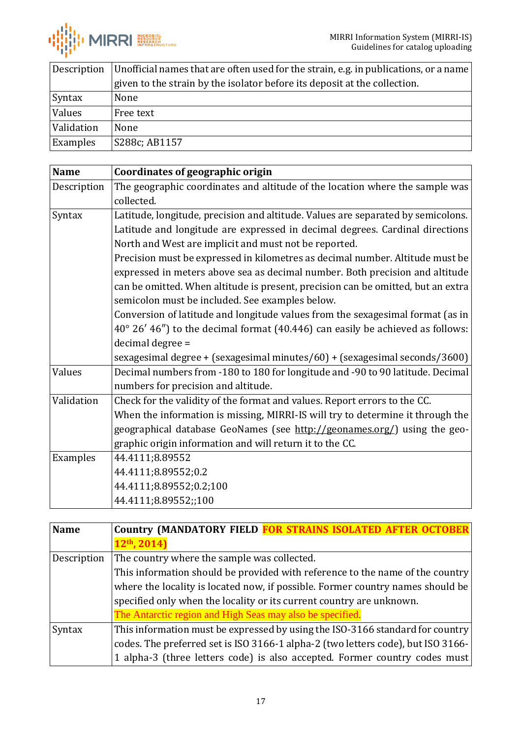| Description | Unofficial names that are often used for the strain, e.g. in publications, or a name given to the strain by the isolator before its deposit at the collection. |
|---|---|
| Syntax | None |
| Values | Free text |
| Validation | None |
| Examples | S288c; AB1157 |

| **Name** | **Coordinates of geographic origin** |
|---|---|
| Description | The geographic coordinates and altitude of the location where the sample was collected. |
| Syntax | Latitude, longitude, precision and altitude. Values are separated by semicolons. Latitude and longitude are expressed in decimal degrees. Cardinal directions North and West are implicit and must not be reported.<br>Precision must be expressed in kilometres as decimal number. Altitude must be expressed in meters above sea as decimal number. Both precision and altitude can be omitted. When altitude is present, precision can be omitted, but an extra semicolon must be included. See examples below.<br>Conversion of latitude and longitude values from the sexagesimal format (as in 40° 26′ 46″) to the decimal format (40.446) can easily be achieved as follows:<br>decimal degree =<br>sexagesimal degree + (sexagesimal minutes/60) + (sexagesimal seconds/3600) |
| Values | Decimal numbers from -180 to 180 for longitude and -90 to 90 latitude. Decimal numbers for precision and altitude. |
| Validation | Check for the validity of the format and values. Report errors to the CC.<br>When the information is missing, MIRRI-IS will try to determine it through the geographical database GeoNames (see http://geonames.org/) using the geographic origin information and will return it to the CC. |
| Examples | 44.4111;8.89552<br>44.4111;8.89552;0.2<br>44.4111;8.89552;0.2;100<br>44.4111;8.89552;;100 |

| **Name** | **Country (MANDATORY FIELD FOR STRAINS ISOLATED AFTER OCTOBER 12th, 2014)** |
|---|---|
| Description | The country where the sample was collected.<br>This information should be provided with reference to the name of the country where the locality is located now, if possible. Former country names should be specified only when the locality or its current country are unknown.<br>The Antarctic region and High Seas may also be specified. |
| Syntax | This information must be expressed by using the ISO-3166 standard for country codes. The preferred set is ISO 3166-1 alpha-2 (two letters code), but ISO 3166-1 alpha-3 (three letters code) is also accepted. Former country codes must |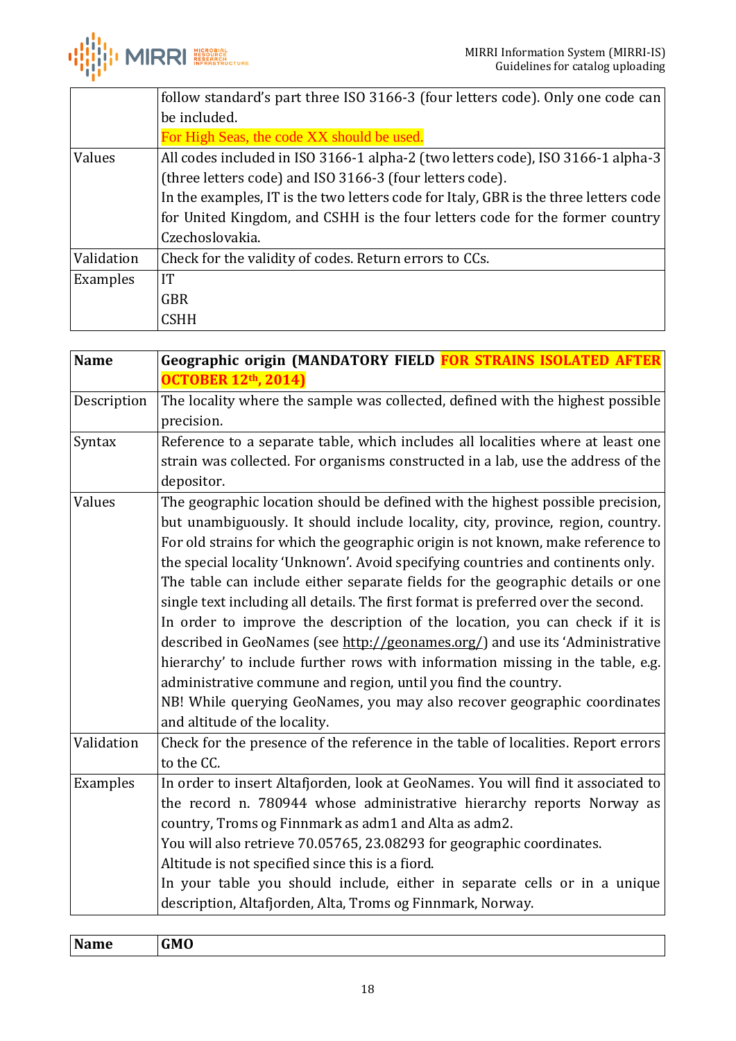|  | follow standard's part three ISO 3166-3 (four letters code). Only one code can be included.<br>For High Seas, the code XX should be used. |
|---|---|
| Values | All codes included in ISO 3166-1 alpha-2 (two letters code), ISO 3166-1 alpha-3 (three letters code) and ISO 3166-3 (four letters code).<br>In the examples, IT is the two letters code for Italy, GBR is the three letters code for United Kingdom, and CSHH is the four letters code for the former country Czechoslovakia. |
| Validation | Check for the validity of codes. Return errors to CCs. |
| Examples | IT<br>GBR<br>CSHH |

| **Name** | **Geographic origin (MANDATORY FIELD FOR STRAINS ISOLATED AFTER OCTOBER 12th, 2014)** |
|---|---|
| Description | The locality where the sample was collected, defined with the highest possible precision. |
| Syntax | Reference to a separate table, which includes all localities where at least one strain was collected. For organisms constructed in a lab, use the address of the depositor. |
| Values | The geographic location should be defined with the highest possible precision, but unambiguously. It should include locality, city, province, region, country. For old strains for which the geographic origin is not known, make reference to the special locality 'Unknown'. Avoid specifying countries and continents only.<br>The table can include either separate fields for the geographic details or one single text including all details. The first format is preferred over the second.<br>In order to improve the description of the location, you can check if it is described in GeoNames (see http://geonames.org/) and use its 'Administrative hierarchy' to include further rows with information missing in the table, e.g. administrative commune and region, until you find the country.<br>NB! While querying GeoNames, you may also recover geographic coordinates and altitude of the locality. |
| Validation | Check for the presence of the reference in the table of localities. Report errors to the CC. |
| Examples | In order to insert Altafjorden, look at GeoNames. You will find it associated to the record n. 780944 whose administrative hierarchy reports Norway as country, Troms og Finnmark as adm1 and Alta as adm2.<br>You will also retrieve 70.05765, 23.08293 for geographic coordinates.<br>Altitude is not specified since this is a fiord.<br>In your table you should include, either in separate cells or in a unique description, Altafjorden, Alta, Troms og Finnmark, Norway. |

| **Name** | **GMO** |
|---|---|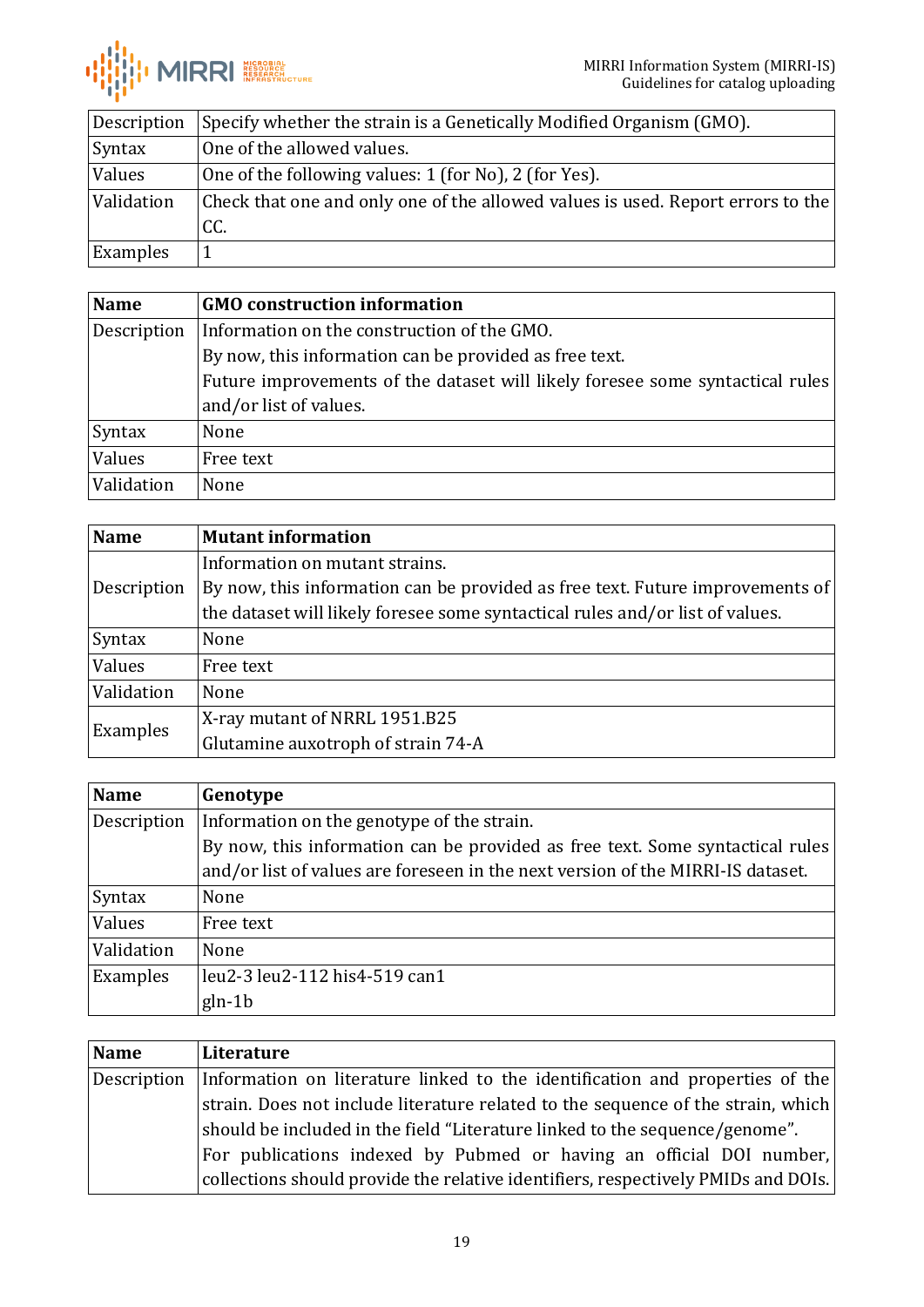| | |
|---|---|
| Description | Specify whether the strain is a Genetically Modified Organism (GMO). |
| Syntax | One of the allowed values. |
| Values | One of the following values: 1 (for No), 2 (for Yes). |
| Validation | Check that one and only one of the allowed values is used. Report errors to the CC. |
| Examples | 1 |

| **Name** | **GMO construction information** |
|---|---|
| Description | Information on the construction of the GMO.<br>By now, this information can be provided as free text.<br>Future improvements of the dataset will likely foresee some syntactical rules and/or list of values. |
| Syntax | None |
| Values | Free text |
| Validation | None |

| **Name** | **Mutant information** |
|---|---|
| Description | Information on mutant strains.<br>By now, this information can be provided as free text. Future improvements of the dataset will likely foresee some syntactical rules and/or list of values. |
| Syntax | None |
| Values | Free text |
| Validation | None |
| Examples | X-ray mutant of NRRL 1951.B25<br>Glutamine auxotroph of strain 74-A |

| **Name** | **Genotype** |
|---|---|
| Description | Information on the genotype of the strain.<br>By now, this information can be provided as free text. Some syntactical rules and/or list of values are foreseen in the next version of the MIRRI-IS dataset. |
| Syntax | None |
| Values | Free text |
| Validation | None |
| Examples | leu2-3 leu2-112 his4-519 can1<br>gln-1b |

| **Name** | **Literature** |
|---|---|
| Description | Information on literature linked to the identification and properties of the strain. Does not include literature related to the sequence of the strain, which should be included in the field "Literature linked to the sequence/genome".<br>For publications indexed by Pubmed or having an official DOI number, collections should provide the relative identifiers, respectively PMIDs and DOIs. |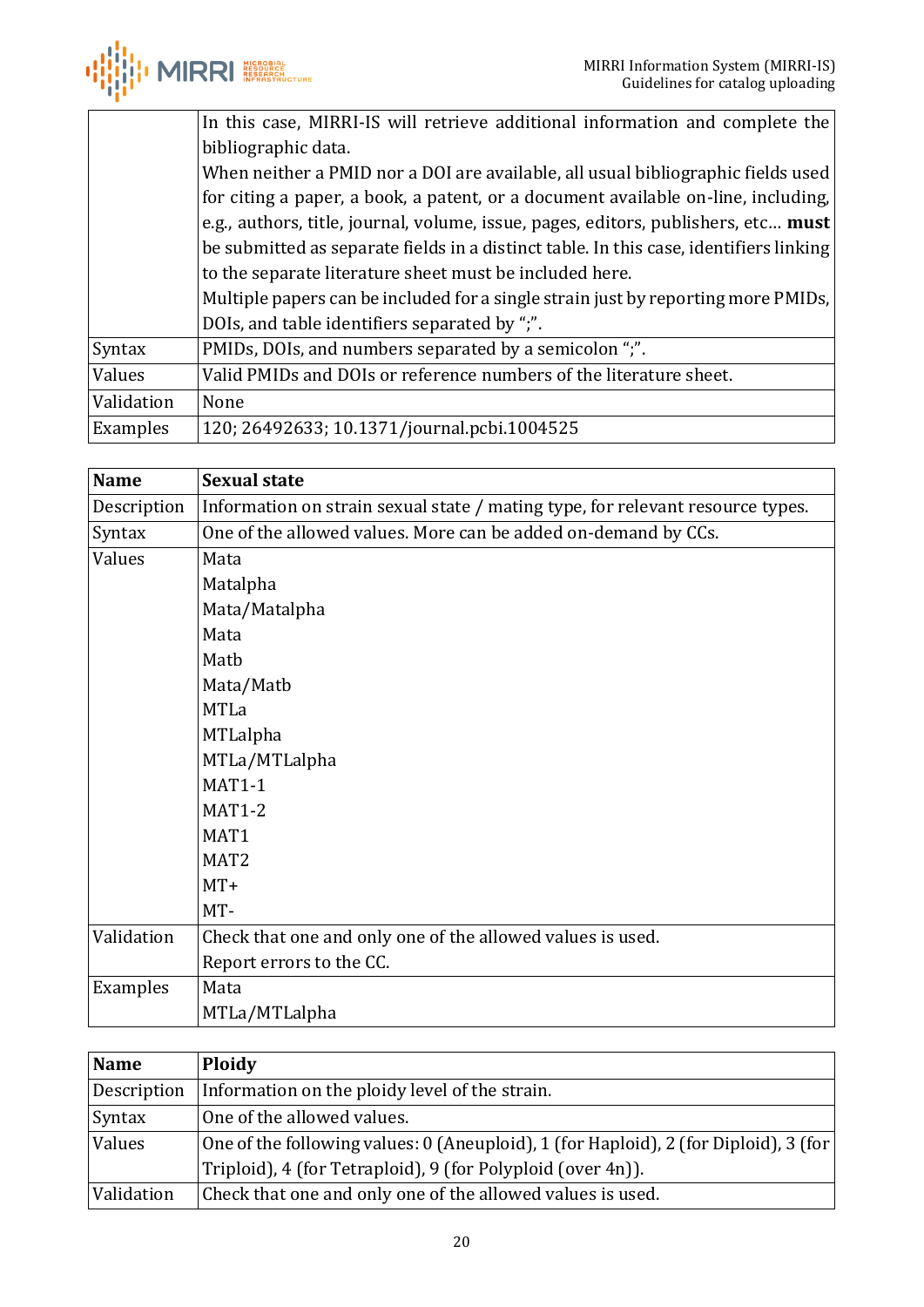| | |
|---|---|
| | In this case, MIRRI-IS will retrieve additional information and complete the bibliographic data.<br>When neither a PMID nor a DOI are available, all usual bibliographic fields used for citing a paper, a book, a patent, or a document available on-line, including, e.g., authors, title, journal, volume, issue, pages, editors, publishers, etc… **must** be submitted as separate fields in a distinct table. In this case, identifiers linking to the separate literature sheet must be included here.<br>Multiple papers can be included for a single strain just by reporting more PMIDs, DOIs, and table identifiers separated by ";". |
| Syntax | PMIDs, DOIs, and numbers separated by a semicolon ";". |
| Values | Valid PMIDs and DOIs or reference numbers of the literature sheet. |
| Validation | None |
| Examples | 120; 26492633; 10.1371/journal.pcbi.1004525 |

| **Name** | **Sexual state** |
|---|---|
| Description | Information on strain sexual state / mating type, for relevant resource types. |
| Syntax | One of the allowed values. More can be added on-demand by CCs. |
| Values | Mata<br>Matalpha<br>Mata/Matalpha<br>Mata<br>Matb<br>Mata/Matb<br>MTLa<br>MTLalpha<br>MTLa/MTLalpha<br>MAT1-1<br>MAT1-2<br>MAT1<br>MAT2<br>MT+<br>MT- |
| Validation | Check that one and only one of the allowed values is used.<br>Report errors to the CC. |
| Examples | Mata<br>MTLa/MTLalpha |

| **Name** | **Ploidy** |
|---|---|
| Description | Information on the ploidy level of the strain. |
| Syntax | One of the allowed values. |
| Values | One of the following values: 0 (Aneuploid), 1 (for Haploid), 2 (for Diploid), 3 (for Triploid), 4 (for Tetraploid), 9 (for Polyploid (over 4n)). |
| Validation | Check that one and only one of the allowed values is used. |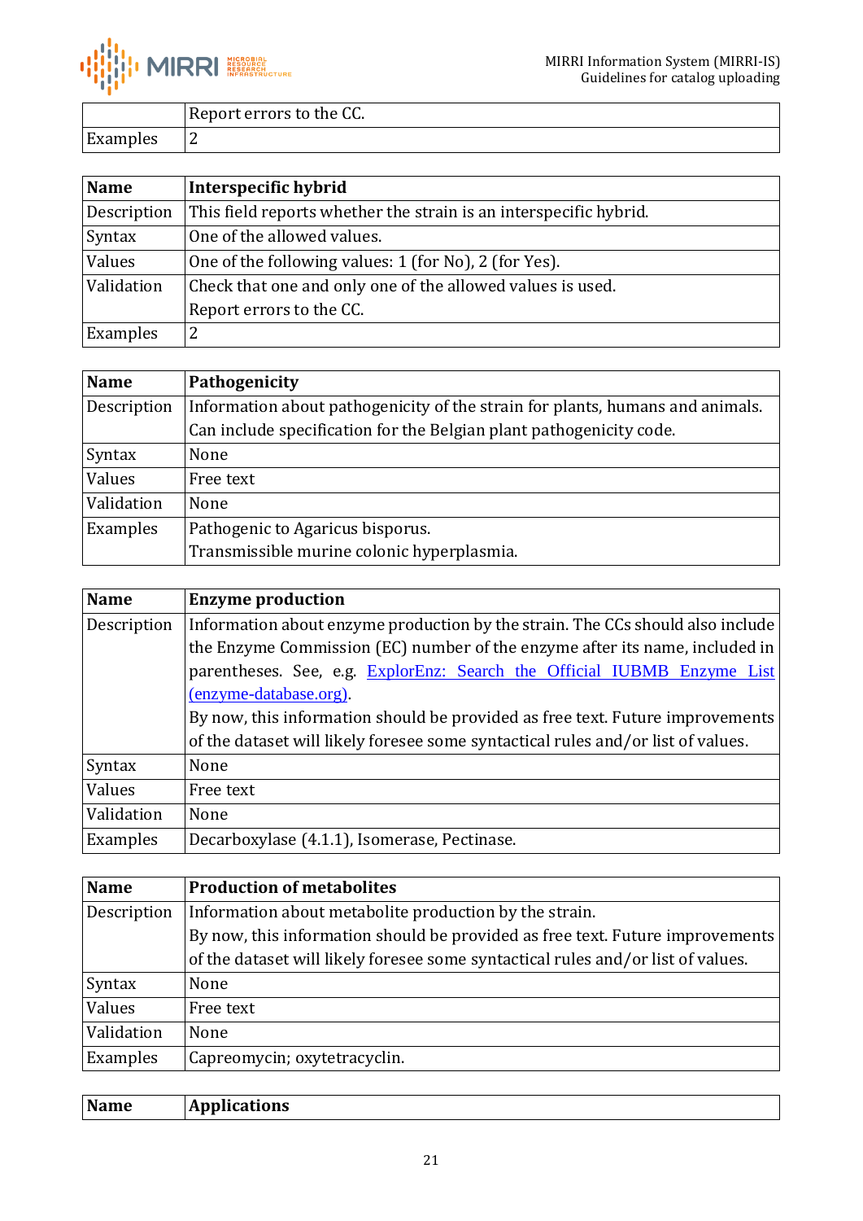| | |
|---|---|
| | Report errors to the CC. |
| Examples | 2 |

| Name | Interspecific hybrid |
|---|---|
| Description | This field reports whether the strain is an interspecific hybrid. |
| Syntax | One of the allowed values. |
| Values | One of the following values: 1 (for No), 2 (for Yes). |
| Validation | Check that one and only one of the allowed values is used.<br>Report errors to the CC. |
| Examples | 2 |

| Name | Pathogenicity |
|---|---|
| Description | Information about pathogenicity of the strain for plants, humans and animals.<br>Can include specification for the Belgian plant pathogenicity code. |
| Syntax | None |
| Values | Free text |
| Validation | None |
| Examples | Pathogenic to Agaricus bisporus.<br>Transmissible murine colonic hyperplasmia. |

| Name | Enzyme production |
|---|---|
| Description | Information about enzyme production by the strain. The CCs should also include the Enzyme Commission (EC) number of the enzyme after its name, included in parentheses. See, e.g. [ExplorEnz: Search the Official IUBMB Enzyme List (enzyme-database.org)](https://www.enzyme-database.org).<br>By now, this information should be provided as free text. Future improvements of the dataset will likely foresee some syntactical rules and/or list of values. |
| Syntax | None |
| Values | Free text |
| Validation | None |
| Examples | Decarboxylase (4.1.1), Isomerase, Pectinase. |

| Name | Production of metabolites |
|---|---|
| Description | Information about metabolite production by the strain.<br>By now, this information should be provided as free text. Future improvements of the dataset will likely foresee some syntactical rules and/or list of values. |
| Syntax | None |
| Values | Free text |
| Validation | None |
| Examples | Capreomycin; oxytetracyclin. |

| Name | Applications |
|---|---|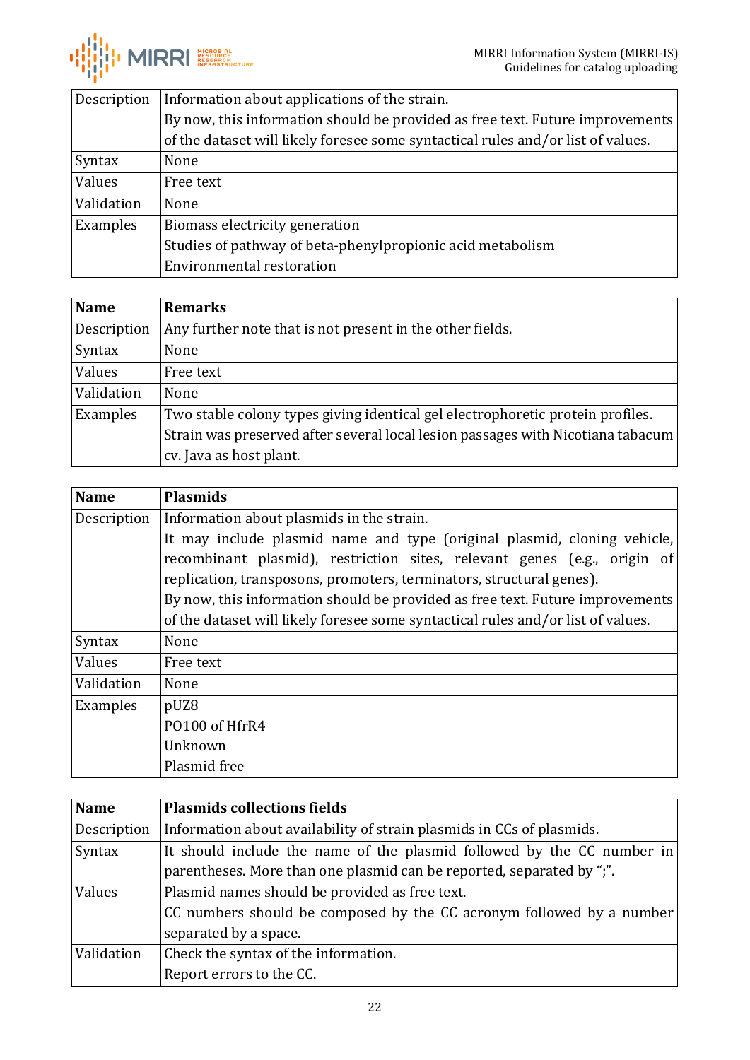| | |
|---|---|
| Description | Information about applications of the strain.<br>By now, this information should be provided as free text. Future improvements of the dataset will likely foresee some syntactical rules and/or list of values. |
| Syntax | None |
| Values | Free text |
| Validation | None |
| Examples | Biomass electricity generation<br>Studies of pathway of beta-phenylpropionic acid metabolism<br>Environmental restoration |

| **Name** | **Remarks** |
|---|---|
| Description | Any further note that is not present in the other fields. |
| Syntax | None |
| Values | Free text |
| Validation | None |
| Examples | Two stable colony types giving identical gel electrophoretic protein profiles.<br>Strain was preserved after several local lesion passages with Nicotiana tabacum cv. Java as host plant. |

| **Name** | **Plasmids** |
|---|---|
| Description | Information about plasmids in the strain.<br>It may include plasmid name and type (original plasmid, cloning vehicle, recombinant plasmid), restriction sites, relevant genes (e.g., origin of replication, transposons, promoters, terminators, structural genes).<br>By now, this information should be provided as free text. Future improvements of the dataset will likely foresee some syntactical rules and/or list of values. |
| Syntax | None |
| Values | Free text |
| Validation | None |
| Examples | pUZ8<br>PO100 of HfrR4<br>Unknown<br>Plasmid free |

| **Name** | **Plasmids collections fields** |
|---|---|
| Description | Information about availability of strain plasmids in CCs of plasmids. |
| Syntax | It should include the name of the plasmid followed by the CC number in parentheses. More than one plasmid can be reported, separated by ";". |
| Values | Plasmid names should be provided as free text.<br>CC numbers should be composed by the CC acronym followed by a number separated by a space. |
| Validation | Check the syntax of the information.<br>Report errors to the CC. |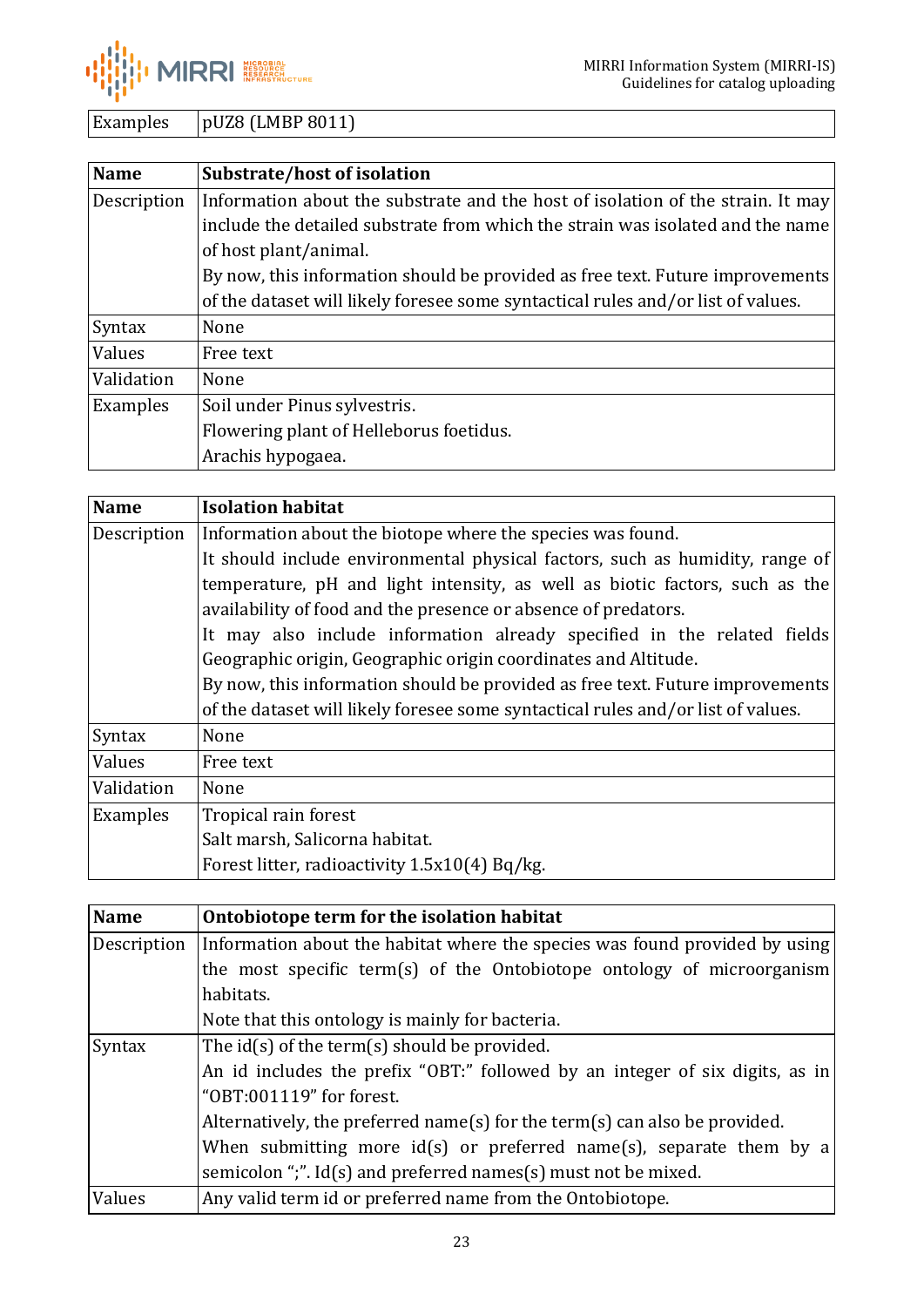| Examples | pUZ8 (LMBP 8011) |
|---|---|

| Name | Substrate/host of isolation |
|---|---|
| Description | Information about the substrate and the host of isolation of the strain. It may include the detailed substrate from which the strain was isolated and the name of host plant/animal.<br>By now, this information should be provided as free text. Future improvements of the dataset will likely foresee some syntactical rules and/or list of values. |
| Syntax | None |
| Values | Free text |
| Validation | None |
| Examples | Soil under Pinus sylvestris.<br>Flowering plant of Helleborus foetidus.<br>Arachis hypogaea. |

| Name | Isolation habitat |
|---|---|
| Description | Information about the biotope where the species was found.<br>It should include environmental physical factors, such as humidity, range of temperature, pH and light intensity, as well as biotic factors, such as the availability of food and the presence or absence of predators.<br>It may also include information already specified in the related fields Geographic origin, Geographic origin coordinates and Altitude.<br>By now, this information should be provided as free text. Future improvements of the dataset will likely foresee some syntactical rules and/or list of values. |
| Syntax | None |
| Values | Free text |
| Validation | None |
| Examples | Tropical rain forest<br>Salt marsh, Salicorna habitat.<br>Forest litter, radioactivity 1.5x10(4) Bq/kg. |

| Name | Ontobiotope term for the isolation habitat |
|---|---|
| Description | Information about the habitat where the species was found provided by using the most specific term(s) of the Ontobiotope ontology of microorganism habitats.<br>Note that this ontology is mainly for bacteria. |
| Syntax | The id(s) of the term(s) should be provided.<br>An id includes the prefix "OBT:" followed by an integer of six digits, as in "OBT:001119" for forest.<br>Alternatively, the preferred name(s) for the term(s) can also be provided.<br>When submitting more id(s) or preferred name(s), separate them by a semicolon ";". Id(s) and preferred names(s) must not be mixed. |
| Values | Any valid term id or preferred name from the Ontobiotope. |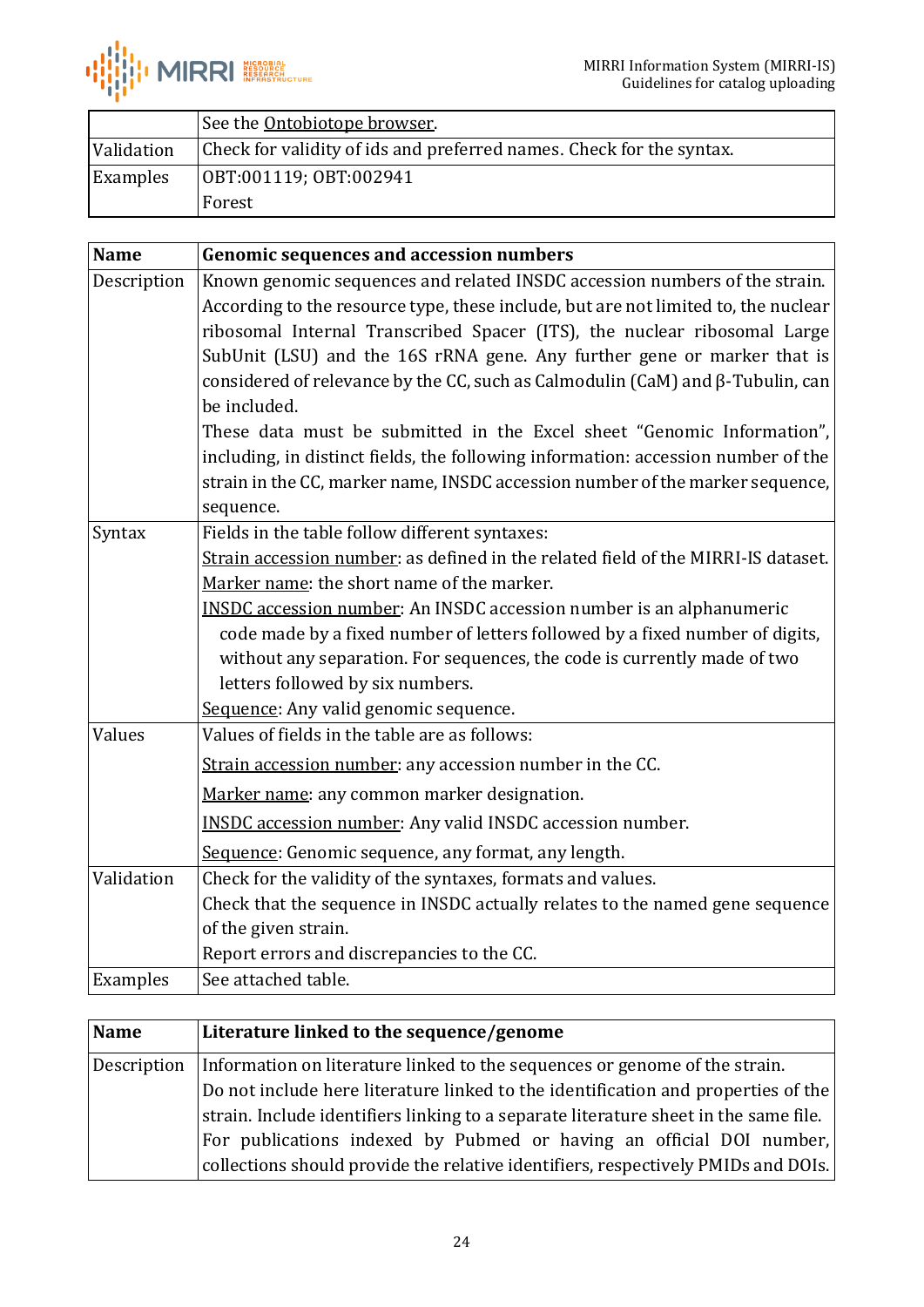| | |
|---|---|
| | See the Ontobiotope browser. |
| Validation | Check for validity of ids and preferred names. Check for the syntax. |
| Examples | OBT:001119; OBT:002941<br>Forest |

| Name | Genomic sequences and accession numbers |
|---|---|
| Description | Known genomic sequences and related INSDC accession numbers of the strain. According to the resource type, these include, but are not limited to, the nuclear ribosomal Internal Transcribed Spacer (ITS), the nuclear ribosomal Large SubUnit (LSU) and the 16S rRNA gene. Any further gene or marker that is considered of relevance by the CC, such as Calmodulin (CaM) and β-Tubulin, can be included.<br>These data must be submitted in the Excel sheet "Genomic Information", including, in distinct fields, the following information: accession number of the strain in the CC, marker name, INSDC accession number of the marker sequence, sequence. |
| Syntax | Fields in the table follow different syntaxes:<br>Strain accession number: as defined in the related field of the MIRRI-IS dataset.<br>Marker name: the short name of the marker.<br>INSDC accession number: An INSDC accession number is an alphanumeric code made by a fixed number of letters followed by a fixed number of digits, without any separation. For sequences, the code is currently made of two letters followed by six numbers.<br>Sequence: Any valid genomic sequence. |
| Values | Values of fields in the table are as follows:<br>Strain accession number: any accession number in the CC.<br>Marker name: any common marker designation.<br>INSDC accession number: Any valid INSDC accession number.<br>Sequence: Genomic sequence, any format, any length. |
| Validation | Check for the validity of the syntaxes, formats and values.<br>Check that the sequence in INSDC actually relates to the named gene sequence of the given strain.<br>Report errors and discrepancies to the CC. |
| Examples | See attached table. |

| Name | Literature linked to the sequence/genome |
|---|---|
| Description | Information on literature linked to the sequences or genome of the strain.<br>Do not include here literature linked to the identification and properties of the strain. Include identifiers linking to a separate literature sheet in the same file.<br>For publications indexed by Pubmed or having an official DOI number, collections should provide the relative identifiers, respectively PMIDs and DOIs. |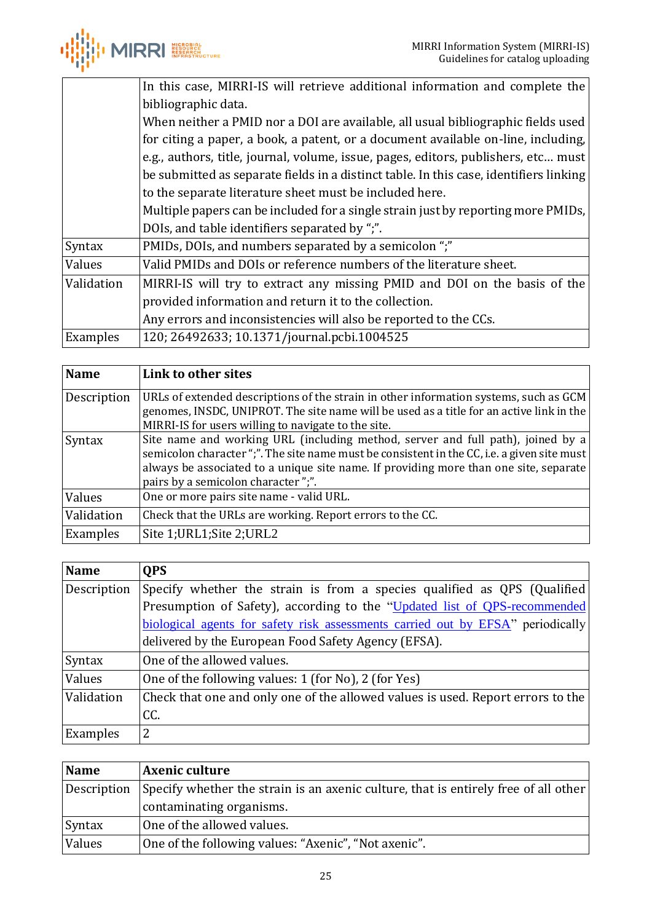| | |
|---|---|
| | In this case, MIRRI-IS will retrieve additional information and complete the bibliographic data.<br>When neither a PMID nor a DOI are available, all usual bibliographic fields used for citing a paper, a book, a patent, or a document available on-line, including, e.g., authors, title, journal, volume, issue, pages, editors, publishers, etc… must be submitted as separate fields in a distinct table. In this case, identifiers linking to the separate literature sheet must be included here.<br>Multiple papers can be included for a single strain just by reporting more PMIDs, DOIs, and table identifiers separated by ";". |
| Syntax | PMIDs, DOIs, and numbers separated by a semicolon ";" |
| Values | Valid PMIDs and DOIs or reference numbers of the literature sheet. |
| Validation | MIRRI-IS will try to extract any missing PMID and DOI on the basis of the provided information and return it to the collection.<br>Any errors and inconsistencies will also be reported to the CCs. |
| Examples | 120; 26492633; 10.1371/journal.pcbi.1004525 |

| **Name** | **Link to other sites** |
|---|---|
| Description | URLs of extended descriptions of the strain in other information systems, such as GCM genomes, INSDC, UNIPROT. The site name will be used as a title for an active link in the MIRRI-IS for users willing to navigate to the site. |
| Syntax | Site name and working URL (including method, server and full path), joined by a semicolon character ";". The site name must be consistent in the CC, i.e. a given site must always be associated to a unique site name. If providing more than one site, separate pairs by a semicolon character ";". |
| Values | One or more pairs site name - valid URL. |
| Validation | Check that the URLs are working. Report errors to the CC. |
| Examples | Site 1;URL1;Site 2;URL2 |

| **Name** | **QPS** |
|---|---|
| Description | Specify whether the strain is from a species qualified as QPS (Qualified Presumption of Safety), according to the "Updated list of QPS-recommended biological agents for safety risk assessments carried out by EFSA" periodically delivered by the European Food Safety Agency (EFSA). |
| Syntax | One of the allowed values. |
| Values | One of the following values: 1 (for No), 2 (for Yes) |
| Validation | Check that one and only one of the allowed values is used. Report errors to the CC. |
| Examples | 2 |

| **Name** | **Axenic culture** |
|---|---|
| Description | Specify whether the strain is an axenic culture, that is entirely free of all other contaminating organisms. |
| Syntax | One of the allowed values. |
| Values | One of the following values: "Axenic", "Not axenic". |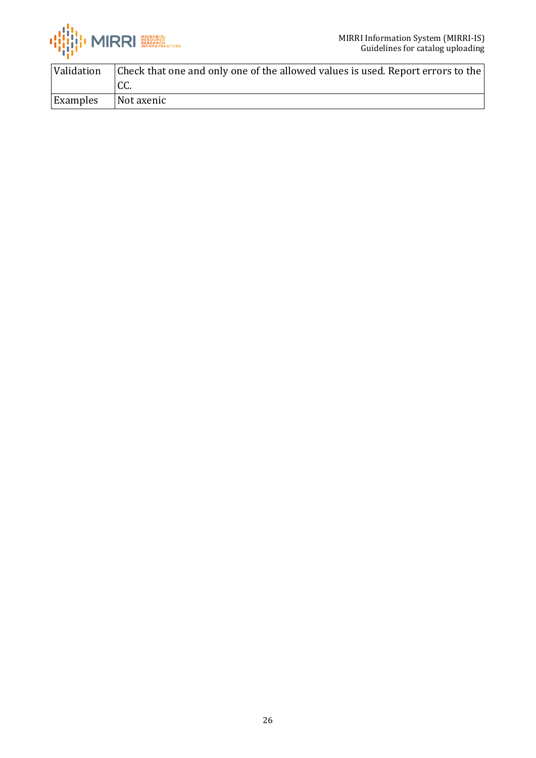| | |
|---|---|
| Validation | Check that one and only one of the allowed values is used. Report errors to the CC. |
| Examples | Not axenic |